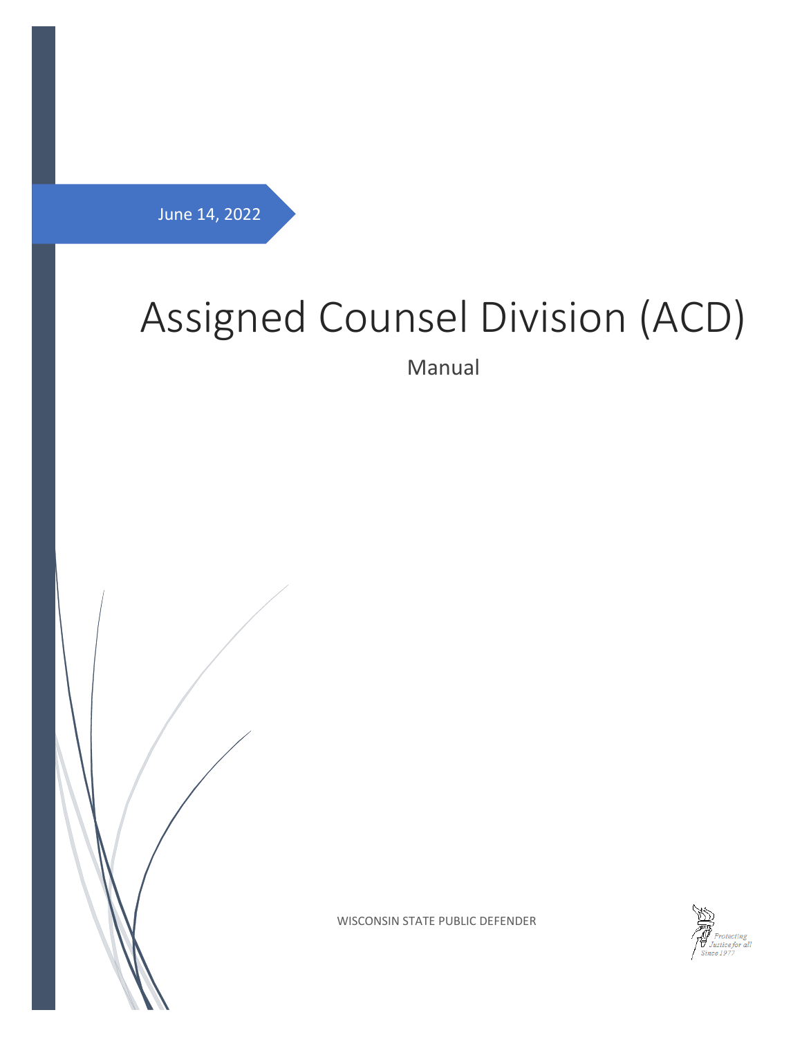June 14, 2022

# Assigned Counsel Division (ACD)

Manual

WISCONSIN STATE PUBLIC DEFENDER

Protecting Justice for all Since 1977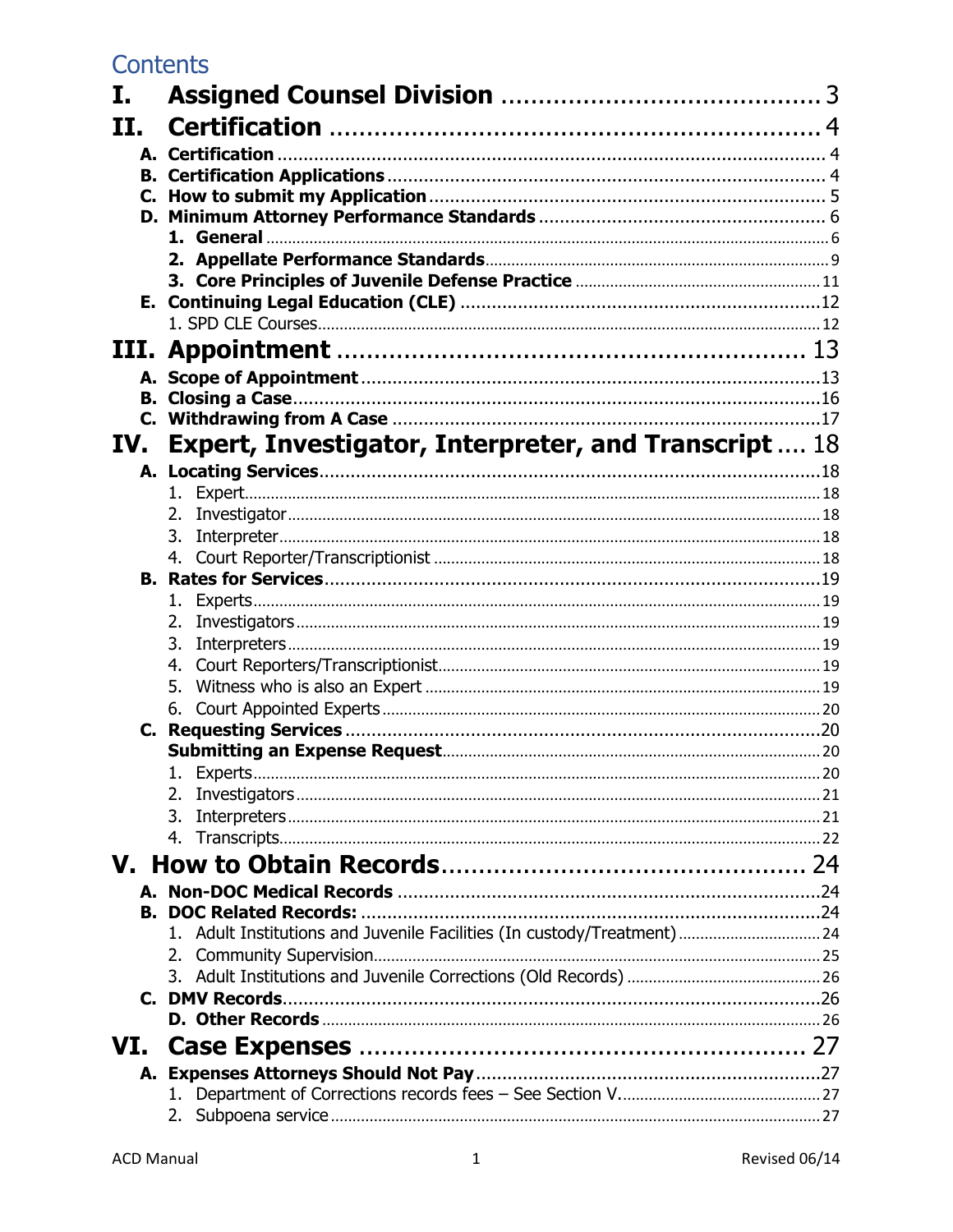# Contents

- **I. Assigned Counsel Division** ... 3
- **II. Certification** ... 4
  - **A. Certification** ... 4
  - **B. Certification Applications** ... 4
  - **C. How to submit my Application** ... 5
  - **D. Minimum Attorney Performance Standards** ... 6
    - **1. General** ... 6
    - **2. Appellate Performance Standards** ... 9
    - **3. Core Principles of Juvenile Defense Practice** ... 11
  - **E. Continuing Legal Education (CLE)** ... 12
    - 1. SPD CLE Courses ... 12
- **III. Appointment** ... 13
  - **A. Scope of Appointment** ... 13
  - **B. Closing a Case** ... 16
  - **C. Withdrawing from A Case** ... 17
- **IV. Expert, Investigator, Interpreter, and Transcript** ... 18
  - **A. Locating Services** ... 18
    1. Expert ... 18
    2. Investigator ... 18
    3. Interpreter ... 18
    4. Court Reporter/Transcriptionist ... 18
  - **B. Rates for Services** ... 19
    1. Experts ... 19
    2. Investigators ... 19
    3. Interpreters ... 19
    4. Court Reporters/Transcriptionist ... 19
    5. Witness who is also an Expert ... 19
    6. Court Appointed Experts ... 20
  - **C. Requesting Services** ... 20
    - **Submitting an Expense Request** ... 20
    1. Experts ... 20
    2. Investigators ... 21
    3. Interpreters ... 21
    4. Transcripts ... 22
- **V. How to Obtain Records** ... 24
  - **A. Non-DOC Medical Records** ... 24
  - **B. DOC Related Records:** ... 24
    1. Adult Institutions and Juvenile Facilities (In custody/Treatment) ... 24
    2. Community Supervision ... 25
    3. Adult Institutions and Juvenile Corrections (Old Records) ... 26
  - **C. DMV Records** ... 26
  - **D. Other Records** ... 26
- **VI. Case Expenses** ... 27
  - **A. Expenses Attorneys Should Not Pay** ... 27
    1. Department of Corrections records fees – See Section V. ... 27
    2. Subpoena service ... 27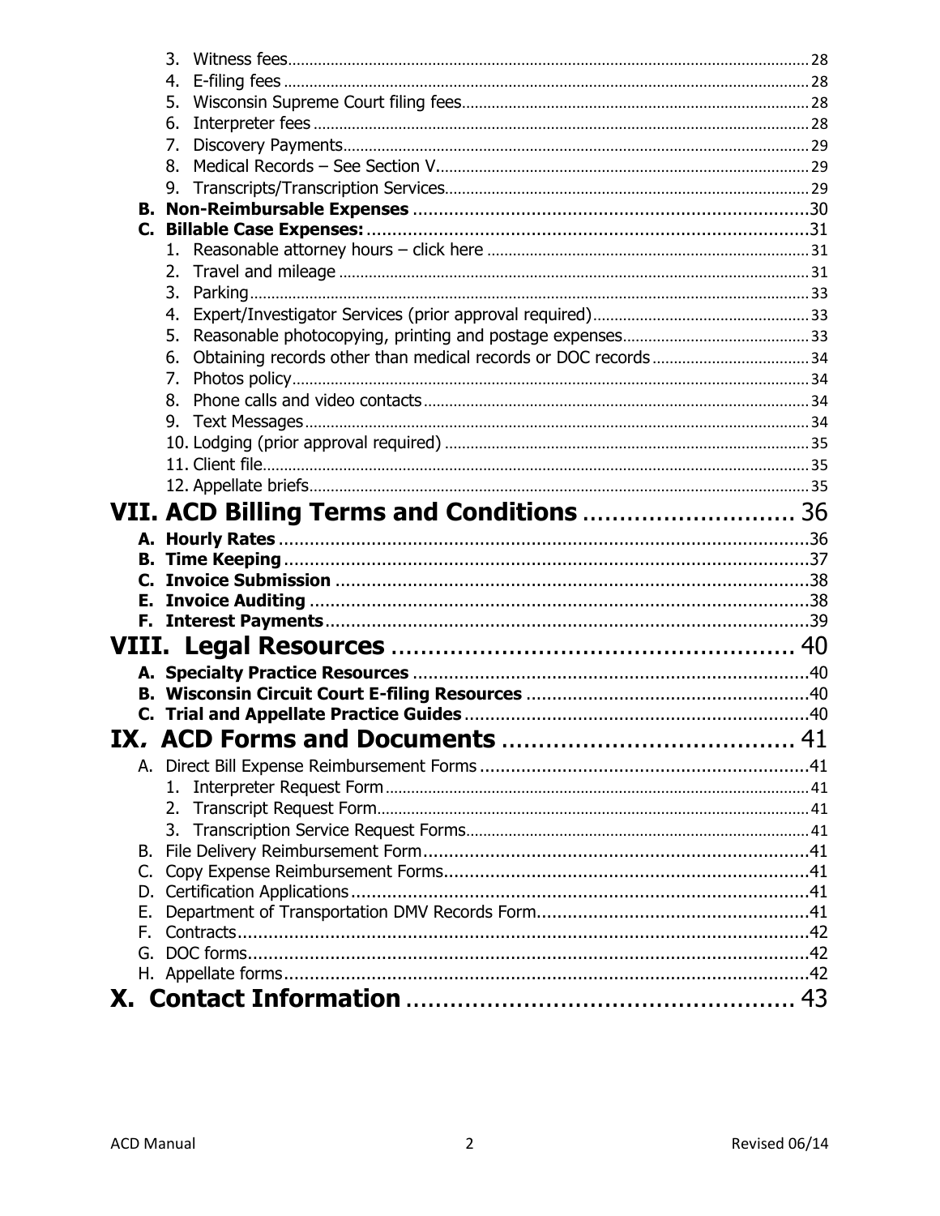3. Witness fees .......... 28
4. E-filing fees .......... 28
5. Wisconsin Supreme Court filing fees .......... 28
6. Interpreter fees .......... 28
7. Discovery Payments .......... 29
8. Medical Records – See Section V .......... 29
9. Transcripts/Transcription Services .......... 29

**B. Non-Reimbursable Expenses** .......... 30

**C. Billable Case Expenses:** .......... 31

1. Reasonable attorney hours – click here .......... 31
2. Travel and mileage .......... 31
3. Parking .......... 33
4. Expert/Investigator Services (prior approval required) .......... 33
5. Reasonable photocopying, printing and postage expenses .......... 33
6. Obtaining records other than medical records or DOC records .......... 34
7. Photos policy .......... 34
8. Phone calls and video contacts .......... 34
9. Text Messages .......... 34
10. Lodging (prior approval required) .......... 35
11. Client file .......... 35
12. Appellate briefs .......... 35

# VII. ACD Billing Terms and Conditions .......... 36

**A. Hourly Rates** .......... 36

**B. Time Keeping** .......... 37

**C. Invoice Submission** .......... 38

**E. Invoice Auditing** .......... 38

**F. Interest Payments** .......... 39

# VIII. Legal Resources .......... 40

**A. Specialty Practice Resources** .......... 40

**B. Wisconsin Circuit Court E-filing Resources** .......... 40

**C. Trial and Appellate Practice Guides** .......... 40

# IX. ACD Forms and Documents .......... 41

A. Direct Bill Expense Reimbursement Forms .......... 41

1. Interpreter Request Form .......... 41
2. Transcript Request Form .......... 41
3. Transcription Service Request Forms .......... 41

B. File Delivery Reimbursement Form .......... 41

C. Copy Expense Reimbursement Forms .......... 41

D. Certification Applications .......... 41

E. Department of Transportation DMV Records Form .......... 41

F. Contracts .......... 42

G. DOC forms .......... 42

H. Appellate forms .......... 42

# X. Contact Information .......... 43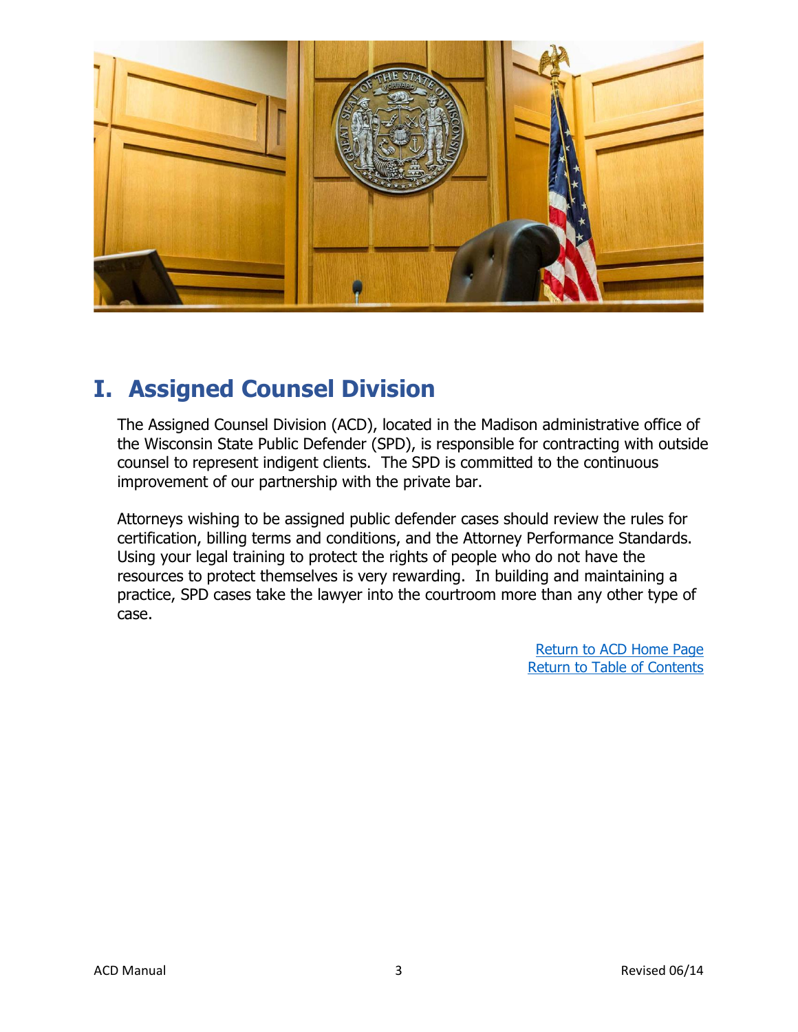# I. Assigned Counsel Division

The Assigned Counsel Division (ACD), located in the Madison administrative office of the Wisconsin State Public Defender (SPD), is responsible for contracting with outside counsel to represent indigent clients. The SPD is committed to the continuous improvement of our partnership with the private bar.

Attorneys wishing to be assigned public defender cases should review the rules for certification, billing terms and conditions, and the Attorney Performance Standards. Using your legal training to protect the rights of people who do not have the resources to protect themselves is very rewarding. In building and maintaining a practice, SPD cases take the lawyer into the courtroom more than any other type of case.

Return to ACD Home Page
Return to Table of Contents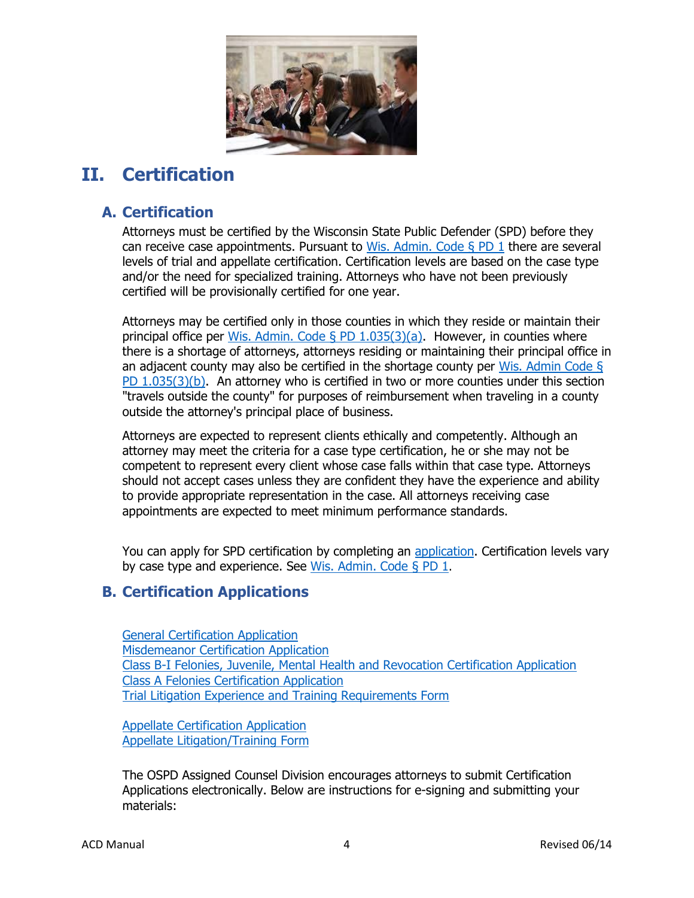# II. Certification

## A. Certification

Attorneys must be certified by the Wisconsin State Public Defender (SPD) before they can receive case appointments. Pursuant to [Wis. Admin. Code § PD 1](#) there are several levels of trial and appellate certification. Certification levels are based on the case type and/or the need for specialized training. Attorneys who have not been previously certified will be provisionally certified for one year.

Attorneys may be certified only in those counties in which they reside or maintain their principal office per [Wis. Admin. Code § PD 1.035(3)(a)](#). However, in counties where there is a shortage of attorneys, attorneys residing or maintaining their principal office in an adjacent county may also be certified in the shortage county per [Wis. Admin Code § PD 1.035(3)(b)](#). An attorney who is certified in two or more counties under this section "travels outside the county" for purposes of reimbursement when traveling in a county outside the attorney's principal place of business.

Attorneys are expected to represent clients ethically and competently. Although an attorney may meet the criteria for a case type certification, he or she may not be competent to represent every client whose case falls within that case type. Attorneys should not accept cases unless they are confident they have the experience and ability to provide appropriate representation in the case. All attorneys receiving case appointments are expected to meet minimum performance standards.

You can apply for SPD certification by completing an [application](#). Certification levels vary by case type and experience. See [Wis. Admin. Code § PD 1](#).

## B. Certification Applications

[General Certification Application](#)
[Misdemeanor Certification Application](#)
[Class B-I Felonies, Juvenile, Mental Health and Revocation Certification Application](#)
[Class A Felonies Certification Application](#)
[Trial Litigation Experience and Training Requirements Form](#)

[Appellate Certification Application](#)
[Appellate Litigation/Training Form](#)

The OSPD Assigned Counsel Division encourages attorneys to submit Certification Applications electronically. Below are instructions for e-signing and submitting your materials: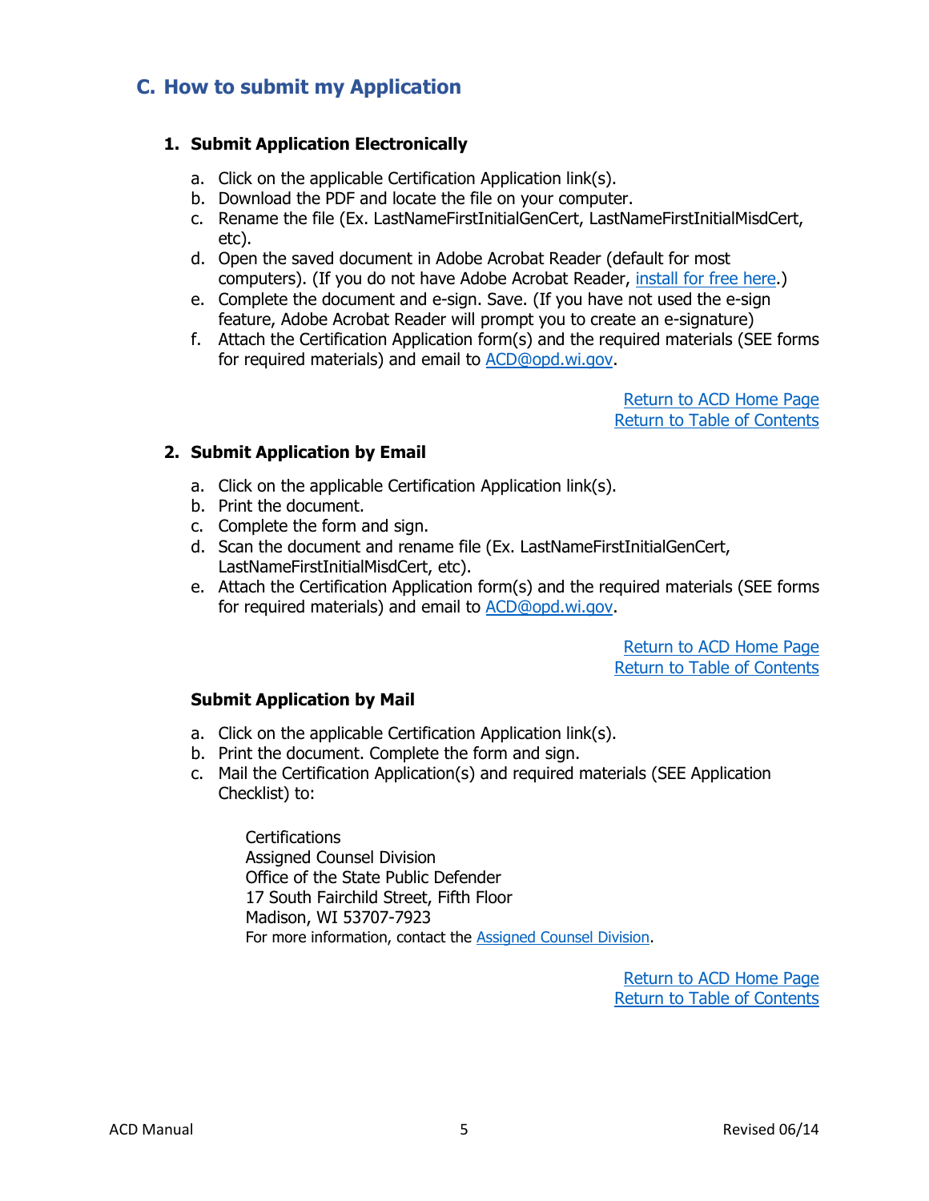## C. How to submit my Application

### 1. Submit Application Electronically

a. Click on the applicable Certification Application link(s).
b. Download the PDF and locate the file on your computer.
c. Rename the file (Ex. LastNameFirstInitialGenCert, LastNameFirstInitialMisdCert, etc).
d. Open the saved document in Adobe Acrobat Reader (default for most computers). (If you do not have Adobe Acrobat Reader, install for free here.)
e. Complete the document and e-sign. Save. (If you have not used the e-sign feature, Adobe Acrobat Reader will prompt you to create an e-signature)
f. Attach the Certification Application form(s) and the required materials (SEE forms for required materials) and email to ACD@opd.wi.gov.

Return to ACD Home Page
Return to Table of Contents

### 2. Submit Application by Email

a. Click on the applicable Certification Application link(s).
b. Print the document.
c. Complete the form and sign.
d. Scan the document and rename file (Ex. LastNameFirstInitialGenCert, LastNameFirstInitialMisdCert, etc).
e. Attach the Certification Application form(s) and the required materials (SEE forms for required materials) and email to ACD@opd.wi.gov.

Return to ACD Home Page
Return to Table of Contents

### Submit Application by Mail

a. Click on the applicable Certification Application link(s).
b. Print the document. Complete the form and sign.
c. Mail the Certification Application(s) and required materials (SEE Application Checklist) to:

Certifications
Assigned Counsel Division
Office of the State Public Defender
17 South Fairchild Street, Fifth Floor
Madison, WI 53707-7923
For more information, contact the Assigned Counsel Division.

Return to ACD Home Page
Return to Table of Contents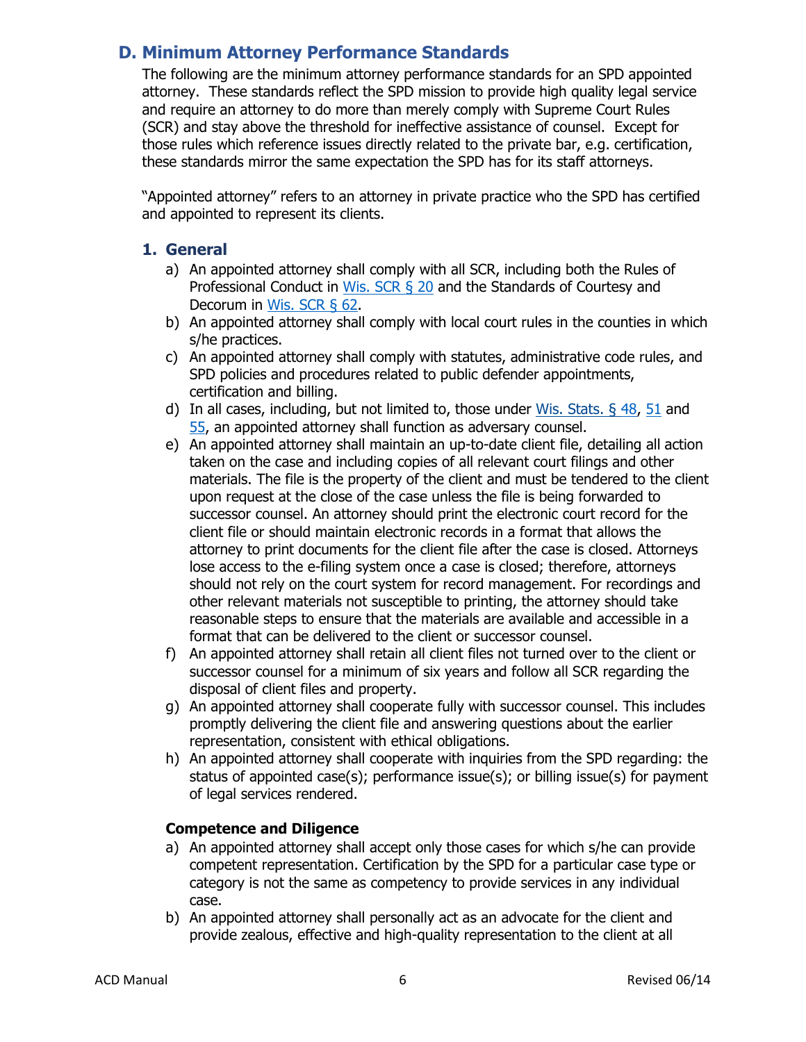## D. Minimum Attorney Performance Standards

The following are the minimum attorney performance standards for an SPD appointed attorney. These standards reflect the SPD mission to provide high quality legal service and require an attorney to do more than merely comply with Supreme Court Rules (SCR) and stay above the threshold for ineffective assistance of counsel. Except for those rules which reference issues directly related to the private bar, e.g. certification, these standards mirror the same expectation the SPD has for its staff attorneys.

"Appointed attorney" refers to an attorney in private practice who the SPD has certified and appointed to represent its clients.

### 1. General

a) An appointed attorney shall comply with all SCR, including both the Rules of Professional Conduct in Wis. SCR § 20 and the Standards of Courtesy and Decorum in Wis. SCR § 62.

b) An appointed attorney shall comply with local court rules in the counties in which s/he practices.

c) An appointed attorney shall comply with statutes, administrative code rules, and SPD policies and procedures related to public defender appointments, certification and billing.

d) In all cases, including, but not limited to, those under Wis. Stats. § 48, 51 and 55, an appointed attorney shall function as adversary counsel.

e) An appointed attorney shall maintain an up-to-date client file, detailing all action taken on the case and including copies of all relevant court filings and other materials. The file is the property of the client and must be tendered to the client upon request at the close of the case unless the file is being forwarded to successor counsel. An attorney should print the electronic court record for the client file or should maintain electronic records in a format that allows the attorney to print documents for the client file after the case is closed. Attorneys lose access to the e-filing system once a case is closed; therefore, attorneys should not rely on the court system for record management. For recordings and other relevant materials not susceptible to printing, the attorney should take reasonable steps to ensure that the materials are available and accessible in a format that can be delivered to the client or successor counsel.

f) An appointed attorney shall retain all client files not turned over to the client or successor counsel for a minimum of six years and follow all SCR regarding the disposal of client files and property.

g) An appointed attorney shall cooperate fully with successor counsel. This includes promptly delivering the client file and answering questions about the earlier representation, consistent with ethical obligations.

h) An appointed attorney shall cooperate with inquiries from the SPD regarding: the status of appointed case(s); performance issue(s); or billing issue(s) for payment of legal services rendered.

**Competence and Diligence**

a) An appointed attorney shall accept only those cases for which s/he can provide competent representation. Certification by the SPD for a particular case type or category is not the same as competency to provide services in any individual case.

b) An appointed attorney shall personally act as an advocate for the client and provide zealous, effective and high-quality representation to the client at all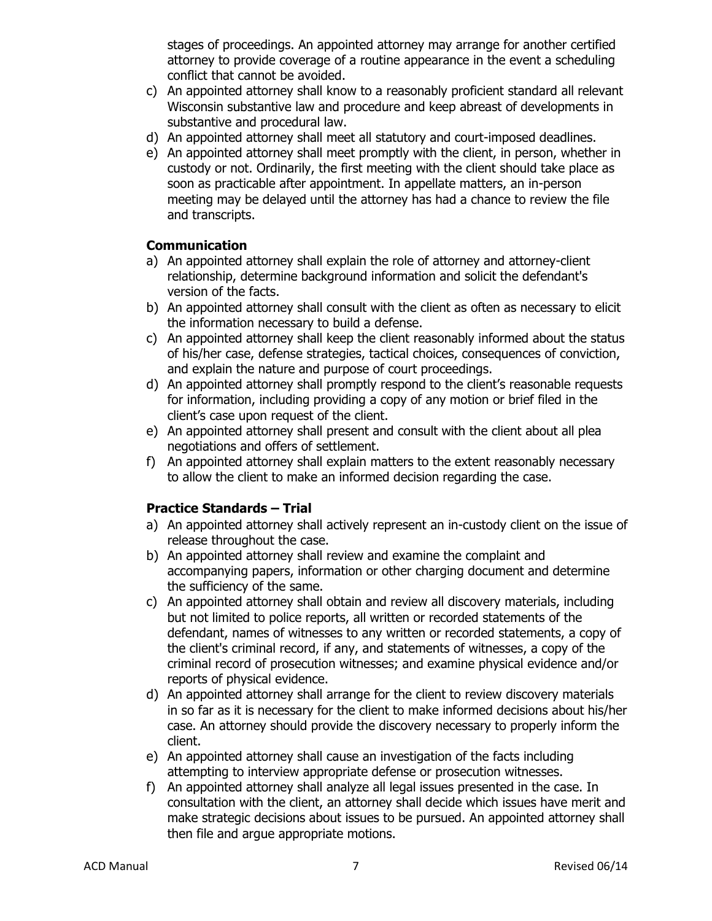stages of proceedings. An appointed attorney may arrange for another certified attorney to provide coverage of a routine appearance in the event a scheduling conflict that cannot be avoided.

c) An appointed attorney shall know to a reasonably proficient standard all relevant Wisconsin substantive law and procedure and keep abreast of developments in substantive and procedural law.
d) An appointed attorney shall meet all statutory and court-imposed deadlines.
e) An appointed attorney shall meet promptly with the client, in person, whether in custody or not. Ordinarily, the first meeting with the client should take place as soon as practicable after appointment. In appellate matters, an in-person meeting may be delayed until the attorney has had a chance to review the file and transcripts.

### Communication

a) An appointed attorney shall explain the role of attorney and attorney-client relationship, determine background information and solicit the defendant's version of the facts.
b) An appointed attorney shall consult with the client as often as necessary to elicit the information necessary to build a defense.
c) An appointed attorney shall keep the client reasonably informed about the status of his/her case, defense strategies, tactical choices, consequences of conviction, and explain the nature and purpose of court proceedings.
d) An appointed attorney shall promptly respond to the client's reasonable requests for information, including providing a copy of any motion or brief filed in the client's case upon request of the client.
e) An appointed attorney shall present and consult with the client about all plea negotiations and offers of settlement.
f) An appointed attorney shall explain matters to the extent reasonably necessary to allow the client to make an informed decision regarding the case.

### Practice Standards – Trial

a) An appointed attorney shall actively represent an in-custody client on the issue of release throughout the case.
b) An appointed attorney shall review and examine the complaint and accompanying papers, information or other charging document and determine the sufficiency of the same.
c) An appointed attorney shall obtain and review all discovery materials, including but not limited to police reports, all written or recorded statements of the defendant, names of witnesses to any written or recorded statements, a copy of the client's criminal record, if any, and statements of witnesses, a copy of the criminal record of prosecution witnesses; and examine physical evidence and/or reports of physical evidence.
d) An appointed attorney shall arrange for the client to review discovery materials in so far as it is necessary for the client to make informed decisions about his/her case. An attorney should provide the discovery necessary to properly inform the client.
e) An appointed attorney shall cause an investigation of the facts including attempting to interview appropriate defense or prosecution witnesses.
f) An appointed attorney shall analyze all legal issues presented in the case. In consultation with the client, an attorney shall decide which issues have merit and make strategic decisions about issues to be pursued. An appointed attorney shall then file and argue appropriate motions.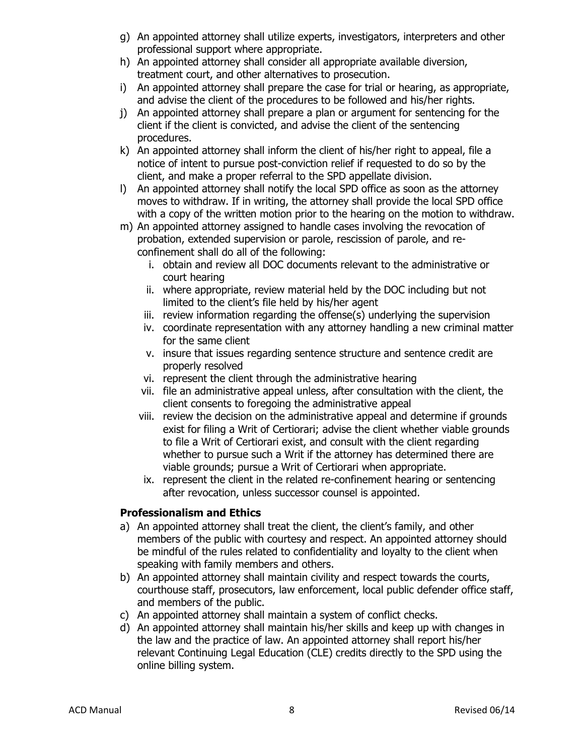g) An appointed attorney shall utilize experts, investigators, interpreters and other professional support where appropriate.
h) An appointed attorney shall consider all appropriate available diversion, treatment court, and other alternatives to prosecution.
i) An appointed attorney shall prepare the case for trial or hearing, as appropriate, and advise the client of the procedures to be followed and his/her rights.
j) An appointed attorney shall prepare a plan or argument for sentencing for the client if the client is convicted, and advise the client of the sentencing procedures.
k) An appointed attorney shall inform the client of his/her right to appeal, file a notice of intent to pursue post-conviction relief if requested to do so by the client, and make a proper referral to the SPD appellate division.
l) An appointed attorney shall notify the local SPD office as soon as the attorney moves to withdraw. If in writing, the attorney shall provide the local SPD office with a copy of the written motion prior to the hearing on the motion to withdraw.
m) An appointed attorney assigned to handle cases involving the revocation of probation, extended supervision or parole, rescission of parole, and re-confinement shall do all of the following:
    i. obtain and review all DOC documents relevant to the administrative or court hearing
    ii. where appropriate, review material held by the DOC including but not limited to the client's file held by his/her agent
    iii. review information regarding the offense(s) underlying the supervision
    iv. coordinate representation with any attorney handling a new criminal matter for the same client
    v. insure that issues regarding sentence structure and sentence credit are properly resolved
    vi. represent the client through the administrative hearing
    vii. file an administrative appeal unless, after consultation with the client, the client consents to foregoing the administrative appeal
    viii. review the decision on the administrative appeal and determine if grounds exist for filing a Writ of Certiorari; advise the client whether viable grounds to file a Writ of Certiorari exist, and consult with the client regarding whether to pursue such a Writ if the attorney has determined there are viable grounds; pursue a Writ of Certiorari when appropriate.
    ix. represent the client in the related re-confinement hearing or sentencing after revocation, unless successor counsel is appointed.

**Professionalism and Ethics**

a) An appointed attorney shall treat the client, the client's family, and other members of the public with courtesy and respect. An appointed attorney should be mindful of the rules related to confidentiality and loyalty to the client when speaking with family members and others.
b) An appointed attorney shall maintain civility and respect towards the courts, courthouse staff, prosecutors, law enforcement, local public defender office staff, and members of the public.
c) An appointed attorney shall maintain a system of conflict checks.
d) An appointed attorney shall maintain his/her skills and keep up with changes in the law and the practice of law. An appointed attorney shall report his/her relevant Continuing Legal Education (CLE) credits directly to the SPD using the online billing system.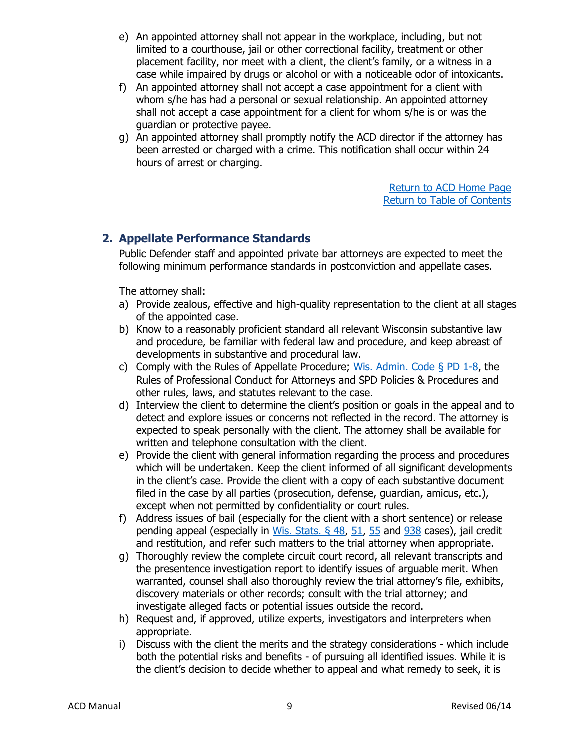e) An appointed attorney shall not appear in the workplace, including, but not limited to a courthouse, jail or other correctional facility, treatment or other placement facility, nor meet with a client, the client's family, or a witness in a case while impaired by drugs or alcohol or with a noticeable odor of intoxicants.
f) An appointed attorney shall not accept a case appointment for a client with whom s/he has had a personal or sexual relationship. An appointed attorney shall not accept a case appointment for a client for whom s/he is or was the guardian or protective payee.
g) An appointed attorney shall promptly notify the ACD director if the attorney has been arrested or charged with a crime. This notification shall occur within 24 hours of arrest or charging.

Return to ACD Home Page
Return to Table of Contents

## 2. Appellate Performance Standards

Public Defender staff and appointed private bar attorneys are expected to meet the following minimum performance standards in postconviction and appellate cases.

The attorney shall:

a) Provide zealous, effective and high-quality representation to the client at all stages of the appointed case.
b) Know to a reasonably proficient standard all relevant Wisconsin substantive law and procedure, be familiar with federal law and procedure, and keep abreast of developments in substantive and procedural law.
c) Comply with the Rules of Appellate Procedure; Wis. Admin. Code § PD 1-8, the Rules of Professional Conduct for Attorneys and SPD Policies & Procedures and other rules, laws, and statutes relevant to the case.
d) Interview the client to determine the client's position or goals in the appeal and to detect and explore issues or concerns not reflected in the record. The attorney is expected to speak personally with the client. The attorney shall be available for written and telephone consultation with the client.
e) Provide the client with general information regarding the process and procedures which will be undertaken. Keep the client informed of all significant developments in the client's case. Provide the client with a copy of each substantive document filed in the case by all parties (prosecution, defense, guardian, amicus, etc.), except when not permitted by confidentiality or court rules.
f) Address issues of bail (especially for the client with a short sentence) or release pending appeal (especially in Wis. Stats. § 48, 51, 55 and 938 cases), jail credit and restitution, and refer such matters to the trial attorney when appropriate.
g) Thoroughly review the complete circuit court record, all relevant transcripts and the presentence investigation report to identify issues of arguable merit. When warranted, counsel shall also thoroughly review the trial attorney's file, exhibits, discovery materials or other records; consult with the trial attorney; and investigate alleged facts or potential issues outside the record.
h) Request and, if approved, utilize experts, investigators and interpreters when appropriate.
i) Discuss with the client the merits and the strategy considerations - which include both the potential risks and benefits - of pursuing all identified issues. While it is the client's decision to decide whether to appeal and what remedy to seek, it is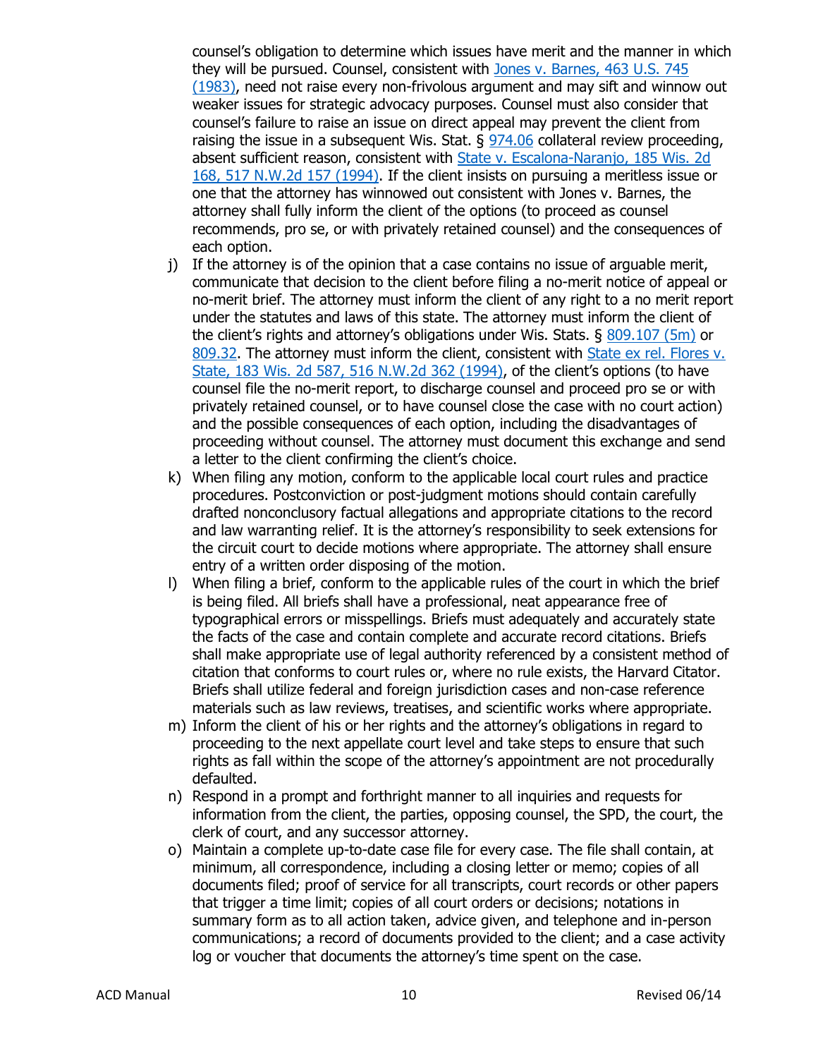counsel's obligation to determine which issues have merit and the manner in which they will be pursued. Counsel, consistent with [Jones v. Barnes, 463 U.S. 745 (1983)](), need not raise every non-frivolous argument and may sift and winnow out weaker issues for strategic advocacy purposes. Counsel must also consider that counsel's failure to raise an issue on direct appeal may prevent the client from raising the issue in a subsequent Wis. Stat. § 974.06 collateral review proceeding, absent sufficient reason, consistent with State v. Escalona-Naranjo, 185 Wis. 2d 168, 517 N.W.2d 157 (1994). If the client insists on pursuing a meritless issue or one that the attorney has winnowed out consistent with Jones v. Barnes, the attorney shall fully inform the client of the options (to proceed as counsel recommends, pro se, or with privately retained counsel) and the consequences of each option.

j) If the attorney is of the opinion that a case contains no issue of arguable merit, communicate that decision to the client before filing a no-merit notice of appeal or no-merit brief. The attorney must inform the client of any right to a no merit report under the statutes and laws of this state. The attorney must inform the client of the client's rights and attorney's obligations under Wis. Stats. § 809.107 (5m) or 809.32. The attorney must inform the client, consistent with State ex rel. Flores v. State, 183 Wis. 2d 587, 516 N.W.2d 362 (1994), of the client's options (to have counsel file the no-merit report, to discharge counsel and proceed pro se or with privately retained counsel, or to have counsel close the case with no court action) and the possible consequences of each option, including the disadvantages of proceeding without counsel. The attorney must document this exchange and send a letter to the client confirming the client's choice.

k) When filing any motion, conform to the applicable local court rules and practice procedures. Postconviction or post-judgment motions should contain carefully drafted nonconclusory factual allegations and appropriate citations to the record and law warranting relief. It is the attorney's responsibility to seek extensions for the circuit court to decide motions where appropriate. The attorney shall ensure entry of a written order disposing of the motion.

l) When filing a brief, conform to the applicable rules of the court in which the brief is being filed. All briefs shall have a professional, neat appearance free of typographical errors or misspellings. Briefs must adequately and accurately state the facts of the case and contain complete and accurate record citations. Briefs shall make appropriate use of legal authority referenced by a consistent method of citation that conforms to court rules or, where no rule exists, the Harvard Citator. Briefs shall utilize federal and foreign jurisdiction cases and non-case reference materials such as law reviews, treatises, and scientific works where appropriate.

m) Inform the client of his or her rights and the attorney's obligations in regard to proceeding to the next appellate court level and take steps to ensure that such rights as fall within the scope of the attorney's appointment are not procedurally defaulted.

n) Respond in a prompt and forthright manner to all inquiries and requests for information from the client, the parties, opposing counsel, the SPD, the court, the clerk of court, and any successor attorney.

o) Maintain a complete up-to-date case file for every case. The file shall contain, at minimum, all correspondence, including a closing letter or memo; copies of all documents filed; proof of service for all transcripts, court records or other papers that trigger a time limit; copies of all court orders or decisions; notations in summary form as to all action taken, advice given, and telephone and in-person communications; a record of documents provided to the client; and a case activity log or voucher that documents the attorney's time spent on the case.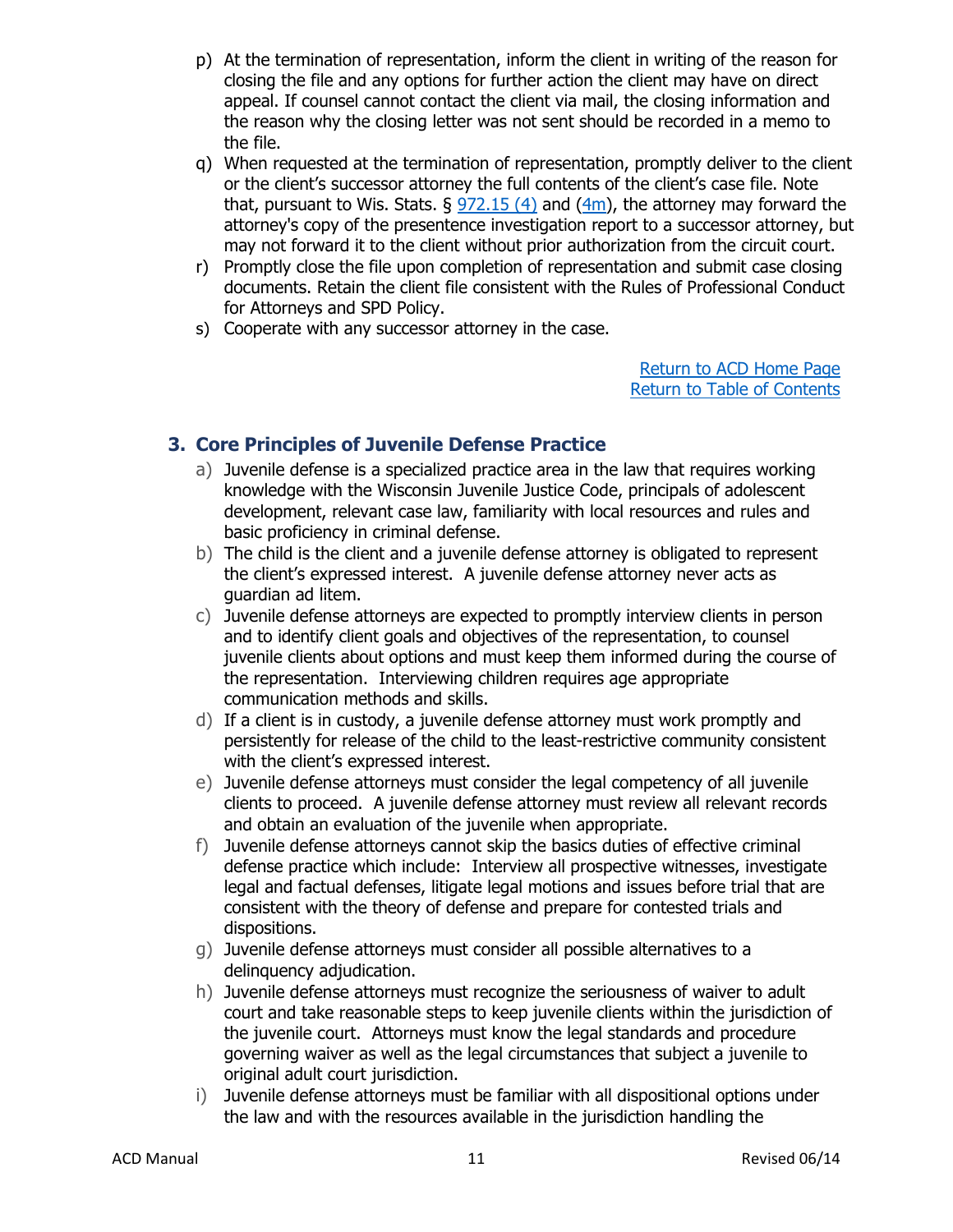p) At the termination of representation, inform the client in writing of the reason for closing the file and any options for further action the client may have on direct appeal. If counsel cannot contact the client via mail, the closing information and the reason why the closing letter was not sent should be recorded in a memo to the file.
q) When requested at the termination of representation, promptly deliver to the client or the client's successor attorney the full contents of the client's case file. Note that, pursuant to Wis. Stats. § 972.15 (4) and (4m), the attorney may forward the attorney's copy of the presentence investigation report to a successor attorney, but may not forward it to the client without prior authorization from the circuit court.
r) Promptly close the file upon completion of representation and submit case closing documents. Retain the client file consistent with the Rules of Professional Conduct for Attorneys and SPD Policy.
s) Cooperate with any successor attorney in the case.

Return to ACD Home Page
Return to Table of Contents

## 3. Core Principles of Juvenile Defense Practice

a) Juvenile defense is a specialized practice area in the law that requires working knowledge with the Wisconsin Juvenile Justice Code, principals of adolescent development, relevant case law, familiarity with local resources and rules and basic proficiency in criminal defense.
b) The child is the client and a juvenile defense attorney is obligated to represent the client's expressed interest. A juvenile defense attorney never acts as guardian ad litem.
c) Juvenile defense attorneys are expected to promptly interview clients in person and to identify client goals and objectives of the representation, to counsel juvenile clients about options and must keep them informed during the course of the representation. Interviewing children requires age appropriate communication methods and skills.
d) If a client is in custody, a juvenile defense attorney must work promptly and persistently for release of the child to the least-restrictive community consistent with the client's expressed interest.
e) Juvenile defense attorneys must consider the legal competency of all juvenile clients to proceed. A juvenile defense attorney must review all relevant records and obtain an evaluation of the juvenile when appropriate.
f) Juvenile defense attorneys cannot skip the basics duties of effective criminal defense practice which include: Interview all prospective witnesses, investigate legal and factual defenses, litigate legal motions and issues before trial that are consistent with the theory of defense and prepare for contested trials and dispositions.
g) Juvenile defense attorneys must consider all possible alternatives to a delinquency adjudication.
h) Juvenile defense attorneys must recognize the seriousness of waiver to adult court and take reasonable steps to keep juvenile clients within the jurisdiction of the juvenile court. Attorneys must know the legal standards and procedure governing waiver as well as the legal circumstances that subject a juvenile to original adult court jurisdiction.
i) Juvenile defense attorneys must be familiar with all dispositional options under the law and with the resources available in the jurisdiction handling the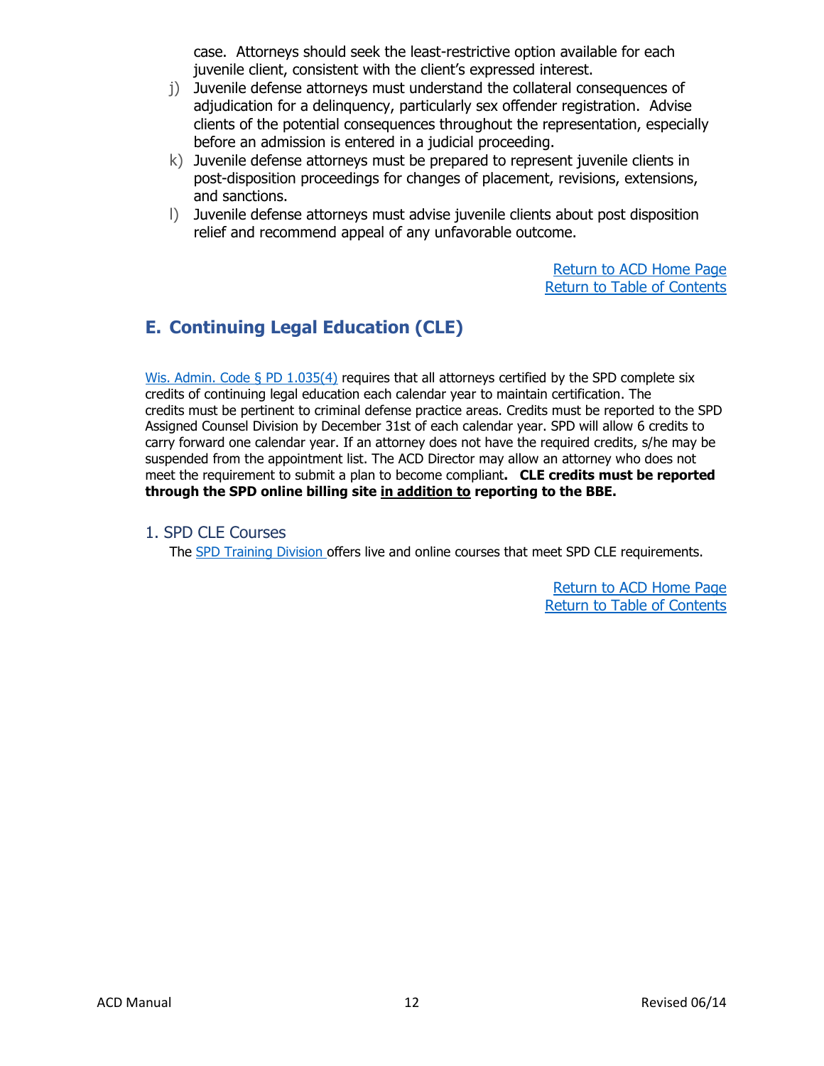case. Attorneys should seek the least-restrictive option available for each juvenile client, consistent with the client's expressed interest.

j) Juvenile defense attorneys must understand the collateral consequences of adjudication for a delinquency, particularly sex offender registration. Advise clients of the potential consequences throughout the representation, especially before an admission is entered in a judicial proceeding.

k) Juvenile defense attorneys must be prepared to represent juvenile clients in post-disposition proceedings for changes of placement, revisions, extensions, and sanctions.

l) Juvenile defense attorneys must advise juvenile clients about post disposition relief and recommend appeal of any unfavorable outcome.

Return to ACD Home Page
Return to Table of Contents

## E. Continuing Legal Education (CLE)

Wis. Admin. Code § PD 1.035(4) requires that all attorneys certified by the SPD complete six credits of continuing legal education each calendar year to maintain certification. The credits must be pertinent to criminal defense practice areas. Credits must be reported to the SPD Assigned Counsel Division by December 31st of each calendar year. SPD will allow 6 credits to carry forward one calendar year. If an attorney does not have the required credits, s/he may be suspended from the appointment list. The ACD Director may allow an attorney who does not meet the requirement to submit a plan to become compliant**. CLE credits must be reported through the SPD online billing site <u>in addition to</u> reporting to the BBE.**

### 1. SPD CLE Courses

The SPD Training Division offers live and online courses that meet SPD CLE requirements.

Return to ACD Home Page
Return to Table of Contents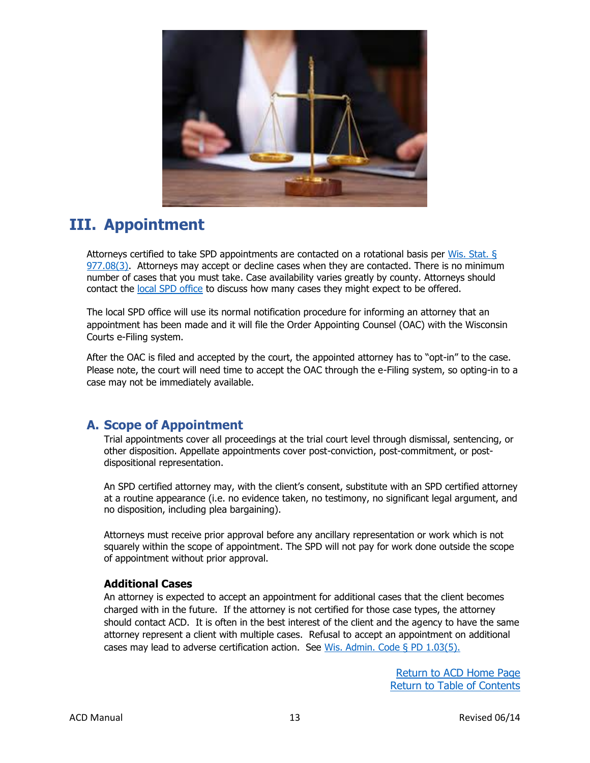# III. Appointment

Attorneys certified to take SPD appointments are contacted on a rotational basis per [Wis. Stat. § 977.08(3)](). Attorneys may accept or decline cases when they are contacted. There is no minimum number of cases that you must take. Case availability varies greatly by county. Attorneys should contact the [local SPD office]() to discuss how many cases they might expect to be offered.

The local SPD office will use its normal notification procedure for informing an attorney that an appointment has been made and it will file the Order Appointing Counsel (OAC) with the Wisconsin Courts e-Filing system.

After the OAC is filed and accepted by the court, the appointed attorney has to "opt-in" to the case. Please note, the court will need time to accept the OAC through the e-Filing system, so opting-in to a case may not be immediately available.

## A. Scope of Appointment

Trial appointments cover all proceedings at the trial court level through dismissal, sentencing, or other disposition. Appellate appointments cover post-conviction, post-commitment, or post-dispositional representation.

An SPD certified attorney may, with the client's consent, substitute with an SPD certified attorney at a routine appearance (i.e. no evidence taken, no testimony, no significant legal argument, and no disposition, including plea bargaining).

Attorneys must receive prior approval before any ancillary representation or work which is not squarely within the scope of appointment. The SPD will not pay for work done outside the scope of appointment without prior approval.

### Additional Cases

An attorney is expected to accept an appointment for additional cases that the client becomes charged with in the future. If the attorney is not certified for those case types, the attorney should contact ACD. It is often in the best interest of the client and the agency to have the same attorney represent a client with multiple cases. Refusal to accept an appointment on additional cases may lead to adverse certification action. See [Wis. Admin. Code § PD 1.03(5).]()

[Return to ACD Home Page]()
[Return to Table of Contents]()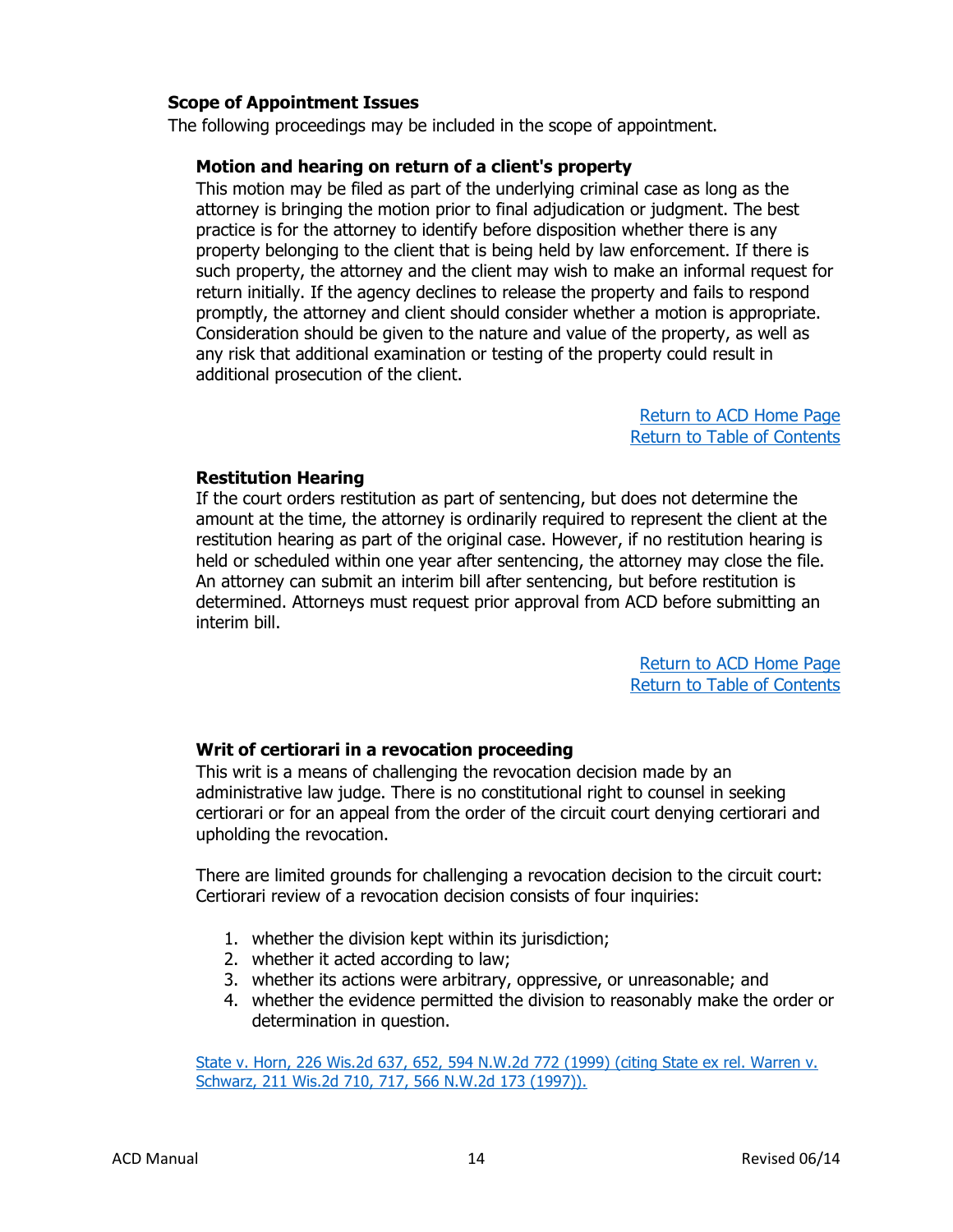## Scope of Appointment Issues

The following proceedings may be included in the scope of appointment.

### Motion and hearing on return of a client's property

This motion may be filed as part of the underlying criminal case as long as the attorney is bringing the motion prior to final adjudication or judgment. The best practice is for the attorney to identify before disposition whether there is any property belonging to the client that is being held by law enforcement. If there is such property, the attorney and the client may wish to make an informal request for return initially. If the agency declines to release the property and fails to respond promptly, the attorney and client should consider whether a motion is appropriate. Consideration should be given to the nature and value of the property, as well as any risk that additional examination or testing of the property could result in additional prosecution of the client.

Return to ACD Home Page
Return to Table of Contents

### Restitution Hearing

If the court orders restitution as part of sentencing, but does not determine the amount at the time, the attorney is ordinarily required to represent the client at the restitution hearing as part of the original case. However, if no restitution hearing is held or scheduled within one year after sentencing, the attorney may close the file. An attorney can submit an interim bill after sentencing, but before restitution is determined. Attorneys must request prior approval from ACD before submitting an interim bill.

Return to ACD Home Page
Return to Table of Contents

### Writ of certiorari in a revocation proceeding

This writ is a means of challenging the revocation decision made by an administrative law judge. There is no constitutional right to counsel in seeking certiorari or for an appeal from the order of the circuit court denying certiorari and upholding the revocation.

There are limited grounds for challenging a revocation decision to the circuit court: Certiorari review of a revocation decision consists of four inquiries:

1. whether the division kept within its jurisdiction;
2. whether it acted according to law;
3. whether its actions were arbitrary, oppressive, or unreasonable; and
4. whether the evidence permitted the division to reasonably make the order or determination in question.

State v. Horn, 226 Wis.2d 637, 652, 594 N.W.2d 772 (1999) (citing State ex rel. Warren v. Schwarz, 211 Wis.2d 710, 717, 566 N.W.2d 173 (1997)).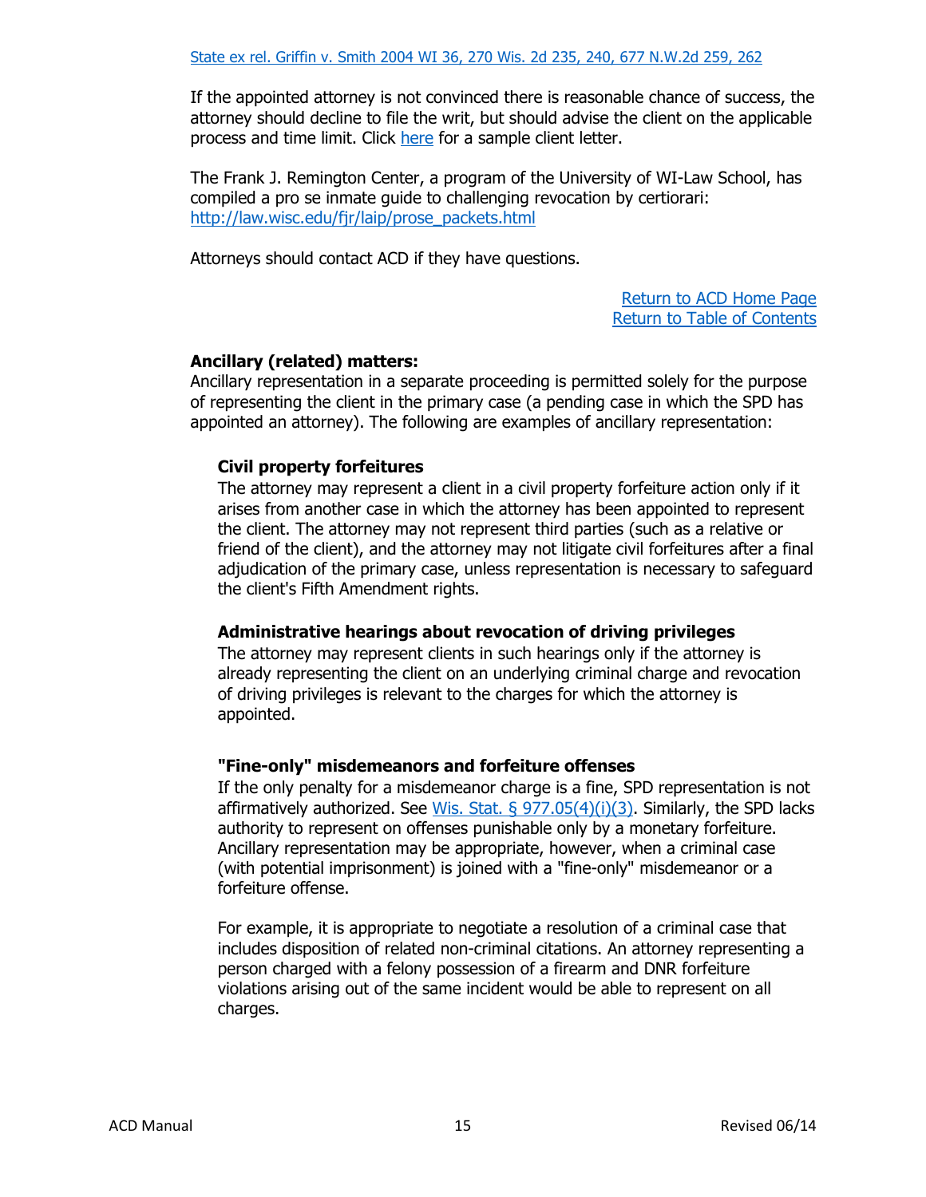State ex rel. Griffin v. Smith 2004 WI 36, 270 Wis. 2d 235, 240, 677 N.W.2d 259, 262

If the appointed attorney is not convinced there is reasonable chance of success, the attorney should decline to file the writ, but should advise the client on the applicable process and time limit. Click here for a sample client letter.

The Frank J. Remington Center, a program of the University of WI-Law School, has compiled a pro se inmate guide to challenging revocation by certiorari: http://law.wisc.edu/fjr/laip/prose_packets.html

Attorneys should contact ACD if they have questions.

Return to ACD Home Page
Return to Table of Contents

**Ancillary (related) matters:**
Ancillary representation in a separate proceeding is permitted solely for the purpose of representing the client in the primary case (a pending case in which the SPD has appointed an attorney). The following are examples of ancillary representation:

**Civil property forfeitures**
The attorney may represent a client in a civil property forfeiture action only if it arises from another case in which the attorney has been appointed to represent the client. The attorney may not represent third parties (such as a relative or friend of the client), and the attorney may not litigate civil forfeitures after a final adjudication of the primary case, unless representation is necessary to safeguard the client's Fifth Amendment rights.

**Administrative hearings about revocation of driving privileges**
The attorney may represent clients in such hearings only if the attorney is already representing the client on an underlying criminal charge and revocation of driving privileges is relevant to the charges for which the attorney is appointed.

**"Fine-only" misdemeanors and forfeiture offenses**
If the only penalty for a misdemeanor charge is a fine, SPD representation is not affirmatively authorized. See Wis. Stat. § 977.05(4)(i)(3). Similarly, the SPD lacks authority to represent on offenses punishable only by a monetary forfeiture. Ancillary representation may be appropriate, however, when a criminal case (with potential imprisonment) is joined with a "fine-only" misdemeanor or a forfeiture offense.

For example, it is appropriate to negotiate a resolution of a criminal case that includes disposition of related non-criminal citations. An attorney representing a person charged with a felony possession of a firearm and DNR forfeiture violations arising out of the same incident would be able to represent on all charges.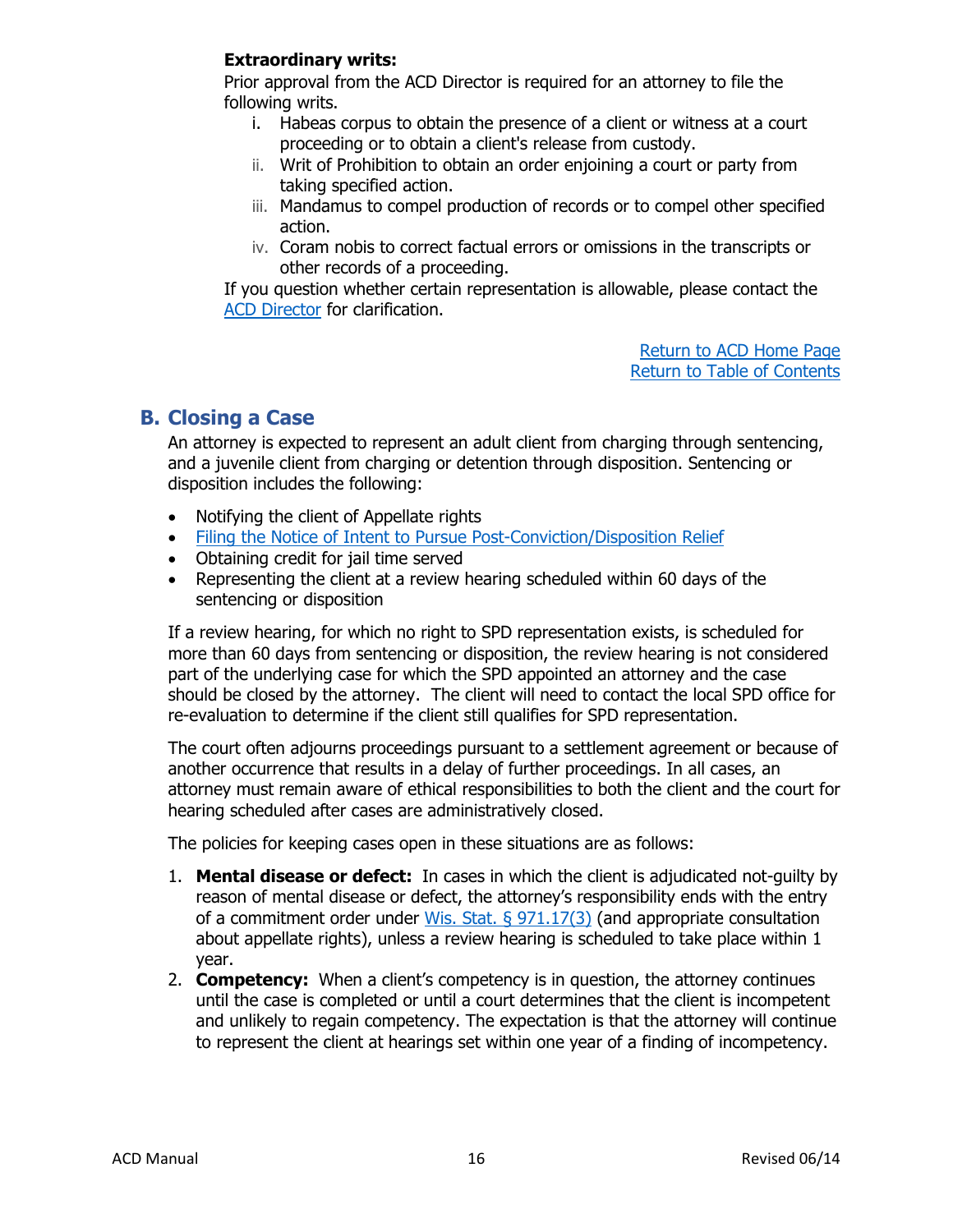**Extraordinary writs:**

Prior approval from the ACD Director is required for an attorney to file the following writs.

i. Habeas corpus to obtain the presence of a client or witness at a court proceeding or to obtain a client's release from custody.
ii. Writ of Prohibition to obtain an order enjoining a court or party from taking specified action.
iii. Mandamus to compel production of records or to compel other specified action.
iv. Coram nobis to correct factual errors or omissions in the transcripts or other records of a proceeding.

If you question whether certain representation is allowable, please contact the ACD Director for clarification.

Return to ACD Home Page
Return to Table of Contents

## B. Closing a Case

An attorney is expected to represent an adult client from charging through sentencing, and a juvenile client from charging or detention through disposition. Sentencing or disposition includes the following:

- Notifying the client of Appellate rights
- Filing the Notice of Intent to Pursue Post-Conviction/Disposition Relief
- Obtaining credit for jail time served
- Representing the client at a review hearing scheduled within 60 days of the sentencing or disposition

If a review hearing, for which no right to SPD representation exists, is scheduled for more than 60 days from sentencing or disposition, the review hearing is not considered part of the underlying case for which the SPD appointed an attorney and the case should be closed by the attorney. The client will need to contact the local SPD office for re-evaluation to determine if the client still qualifies for SPD representation.

The court often adjourns proceedings pursuant to a settlement agreement or because of another occurrence that results in a delay of further proceedings. In all cases, an attorney must remain aware of ethical responsibilities to both the client and the court for hearing scheduled after cases are administratively closed.

The policies for keeping cases open in these situations are as follows:

1. **Mental disease or defect:** In cases in which the client is adjudicated not-guilty by reason of mental disease or defect, the attorney's responsibility ends with the entry of a commitment order under Wis. Stat. § 971.17(3) (and appropriate consultation about appellate rights), unless a review hearing is scheduled to take place within 1 year.
2. **Competency:** When a client's competency is in question, the attorney continues until the case is completed or until a court determines that the client is incompetent and unlikely to regain competency. The expectation is that the attorney will continue to represent the client at hearings set within one year of a finding of incompetency.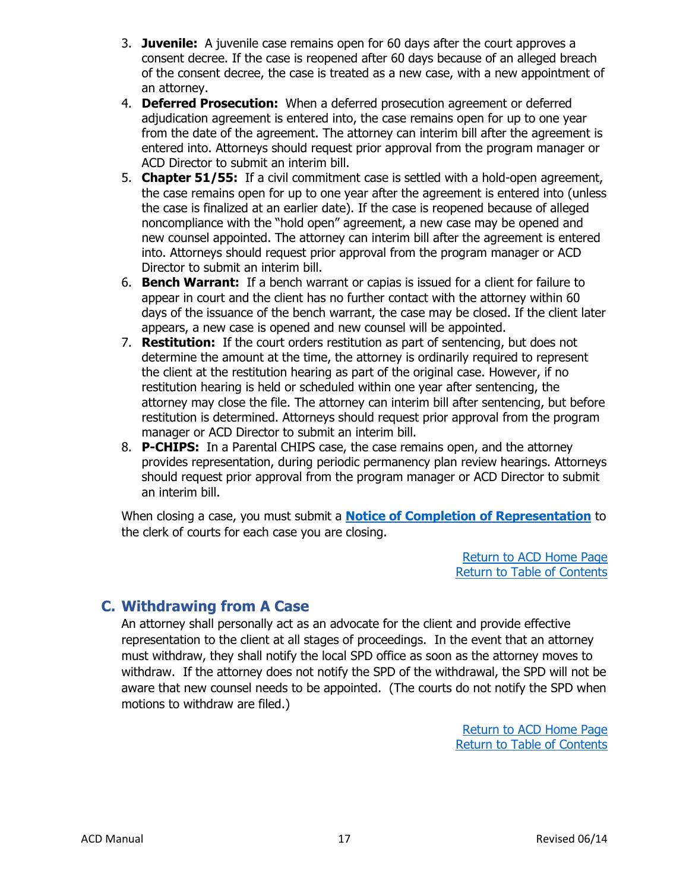3. **Juvenile:** A juvenile case remains open for 60 days after the court approves a consent decree. If the case is reopened after 60 days because of an alleged breach of the consent decree, the case is treated as a new case, with a new appointment of an attorney.
4. **Deferred Prosecution:** When a deferred prosecution agreement or deferred adjudication agreement is entered into, the case remains open for up to one year from the date of the agreement. The attorney can interim bill after the agreement is entered into. Attorneys should request prior approval from the program manager or ACD Director to submit an interim bill.
5. **Chapter 51/55:** If a civil commitment case is settled with a hold-open agreement, the case remains open for up to one year after the agreement is entered into (unless the case is finalized at an earlier date). If the case is reopened because of alleged noncompliance with the "hold open" agreement, a new case may be opened and new counsel appointed. The attorney can interim bill after the agreement is entered into. Attorneys should request prior approval from the program manager or ACD Director to submit an interim bill.
6. **Bench Warrant:** If a bench warrant or capias is issued for a client for failure to appear in court and the client has no further contact with the attorney within 60 days of the issuance of the bench warrant, the case may be closed. If the client later appears, a new case is opened and new counsel will be appointed.
7. **Restitution:** If the court orders restitution as part of sentencing, but does not determine the amount at the time, the attorney is ordinarily required to represent the client at the restitution hearing as part of the original case. However, if no restitution hearing is held or scheduled within one year after sentencing, the attorney may close the file. The attorney can interim bill after sentencing, but before restitution is determined. Attorneys should request prior approval from the program manager or ACD Director to submit an interim bill.
8. **P-CHIPS:** In a Parental CHIPS case, the case remains open, and the attorney provides representation, during periodic permanency plan review hearings. Attorneys should request prior approval from the program manager or ACD Director to submit an interim bill.

When closing a case, you must submit a **Notice of Completion of Representation** to the clerk of courts for each case you are closing.

Return to ACD Home Page
Return to Table of Contents

## C. Withdrawing from A Case

An attorney shall personally act as an advocate for the client and provide effective representation to the client at all stages of proceedings. In the event that an attorney must withdraw, they shall notify the local SPD office as soon as the attorney moves to withdraw. If the attorney does not notify the SPD of the withdrawal, the SPD will not be aware that new counsel needs to be appointed. (The courts do not notify the SPD when motions to withdraw are filed.)

Return to ACD Home Page
Return to Table of Contents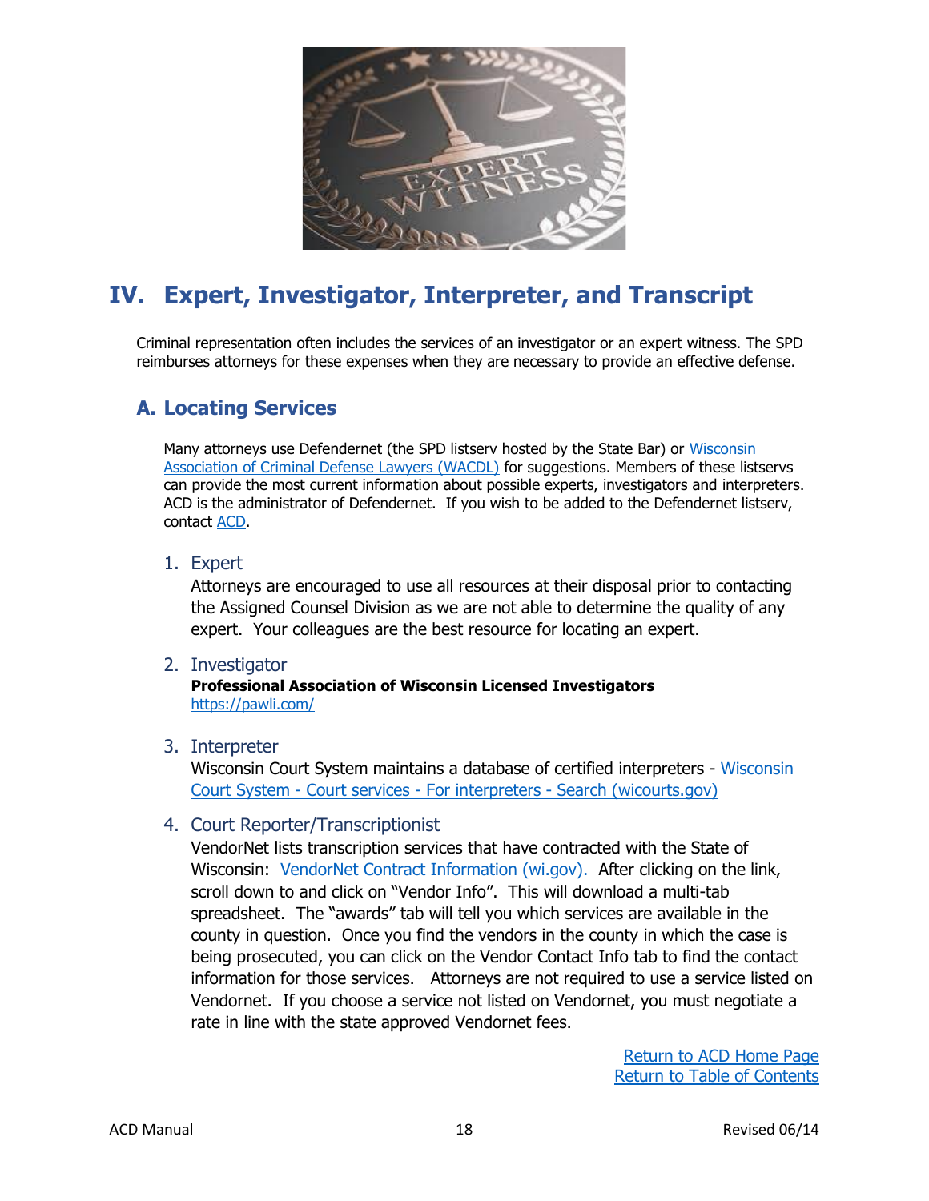# IV. Expert, Investigator, Interpreter, and Transcript

Criminal representation often includes the services of an investigator or an expert witness. The SPD reimburses attorneys for these expenses when they are necessary to provide an effective defense.

## A. Locating Services

Many attorneys use Defendernet (the SPD listserv hosted by the State Bar) or Wisconsin Association of Criminal Defense Lawyers (WACDL) for suggestions. Members of these listservs can provide the most current information about possible experts, investigators and interpreters. ACD is the administrator of Defendernet. If you wish to be added to the Defendernet listserv, contact ACD.

1. Expert
   Attorneys are encouraged to use all resources at their disposal prior to contacting the Assigned Counsel Division as we are not able to determine the quality of any expert. Your colleagues are the best resource for locating an expert.

2. Investigator
   **Professional Association of Wisconsin Licensed Investigators**
   https://pawli.com/

3. Interpreter
   Wisconsin Court System maintains a database of certified interpreters - Wisconsin Court System - Court services - For interpreters - Search (wicourts.gov)

4. Court Reporter/Transcriptionist
   VendorNet lists transcription services that have contracted with the State of Wisconsin: VendorNet Contract Information (wi.gov). After clicking on the link, scroll down to and click on "Vendor Info". This will download a multi-tab spreadsheet. The "awards" tab will tell you which services are available in the county in question. Once you find the vendors in the county in which the case is being prosecuted, you can click on the Vendor Contact Info tab to find the contact information for those services. Attorneys are not required to use a service listed on Vendornet. If you choose a service not listed on Vendornet, you must negotiate a rate in line with the state approved Vendornet fees.

Return to ACD Home Page
Return to Table of Contents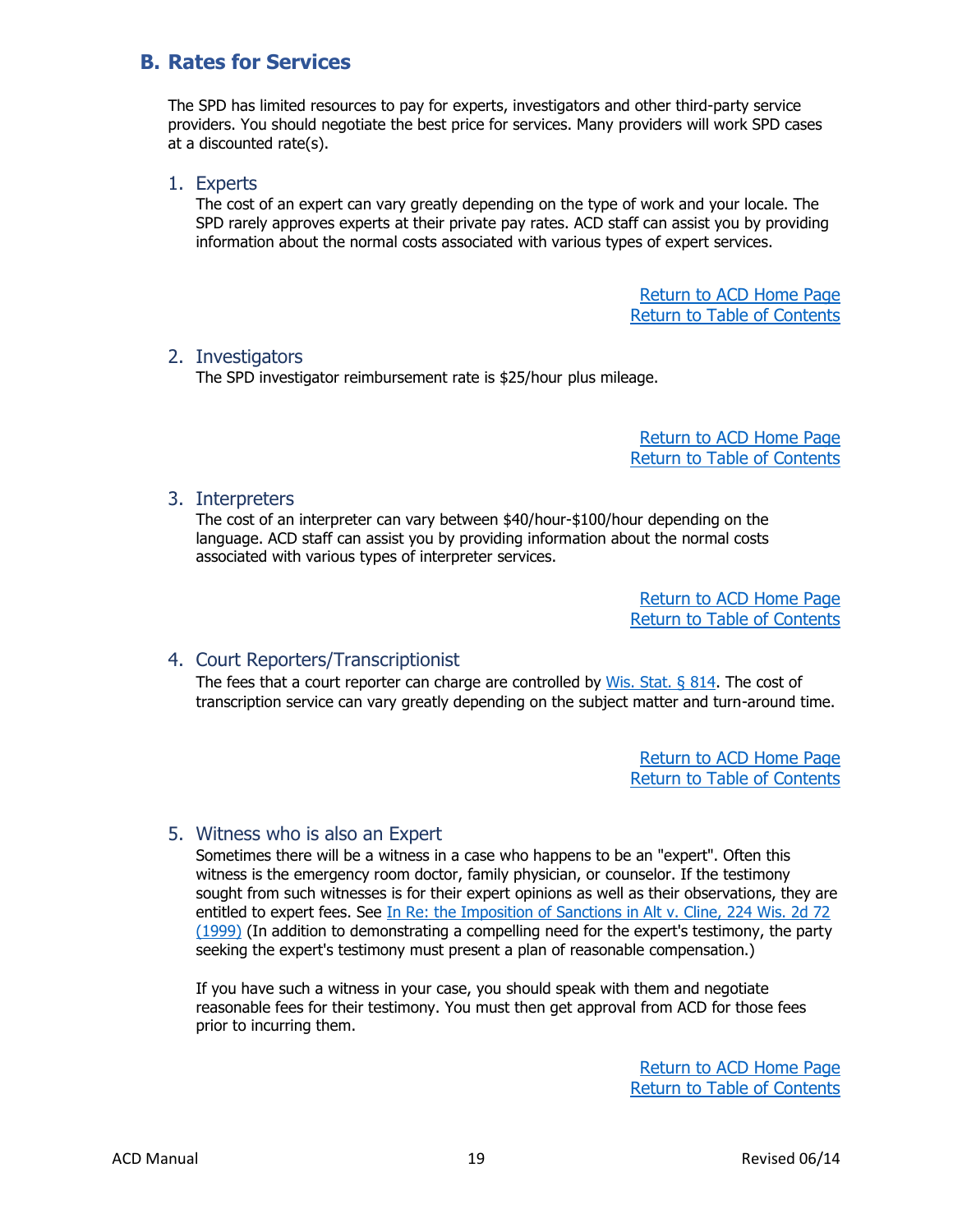## B. Rates for Services

The SPD has limited resources to pay for experts, investigators and other third-party service providers. You should negotiate the best price for services. Many providers will work SPD cases at a discounted rate(s).

### 1. Experts

The cost of an expert can vary greatly depending on the type of work and your locale. The SPD rarely approves experts at their private pay rates. ACD staff can assist you by providing information about the normal costs associated with various types of expert services.

Return to ACD Home Page
Return to Table of Contents

### 2. Investigators

The SPD investigator reimbursement rate is $25/hour plus mileage.

Return to ACD Home Page
Return to Table of Contents

### 3. Interpreters

The cost of an interpreter can vary between $40/hour-$100/hour depending on the language. ACD staff can assist you by providing information about the normal costs associated with various types of interpreter services.

Return to ACD Home Page
Return to Table of Contents

### 4. Court Reporters/Transcriptionist

The fees that a court reporter can charge are controlled by Wis. Stat. § 814. The cost of transcription service can vary greatly depending on the subject matter and turn-around time.

Return to ACD Home Page
Return to Table of Contents

### 5. Witness who is also an Expert

Sometimes there will be a witness in a case who happens to be an "expert". Often this witness is the emergency room doctor, family physician, or counselor. If the testimony sought from such witnesses is for their expert opinions as well as their observations, they are entitled to expert fees. See In Re: the Imposition of Sanctions in Alt v. Cline, 224 Wis. 2d 72 (1999) (In addition to demonstrating a compelling need for the expert's testimony, the party seeking the expert's testimony must present a plan of reasonable compensation.)

If you have such a witness in your case, you should speak with them and negotiate reasonable fees for their testimony. You must then get approval from ACD for those fees prior to incurring them.

Return to ACD Home Page
Return to Table of Contents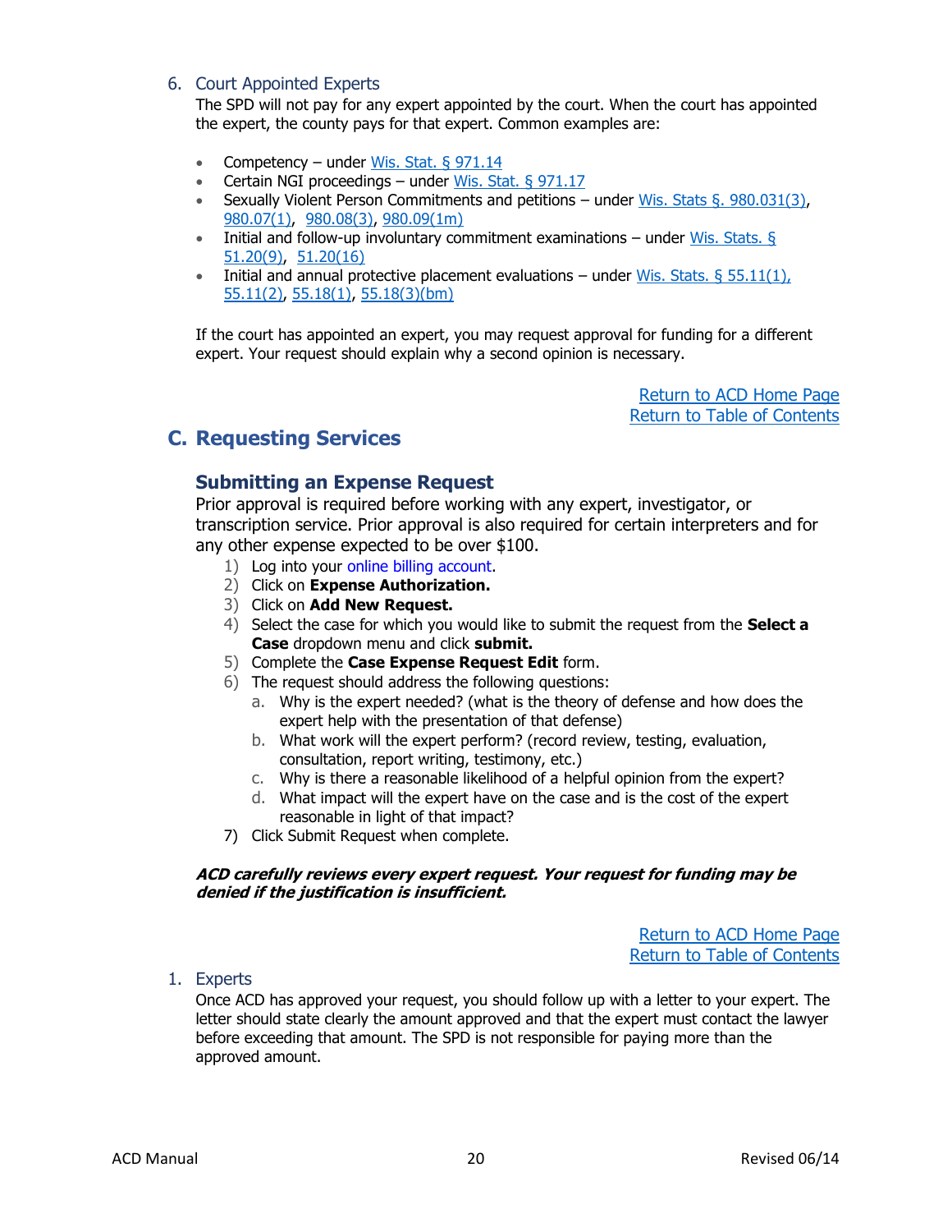6. Court Appointed Experts

The SPD will not pay for any expert appointed by the court. When the court has appointed the expert, the county pays for that expert. Common examples are:

- Competency – under Wis. Stat. § 971.14
- Certain NGI proceedings – under Wis. Stat. § 971.17
- Sexually Violent Person Commitments and petitions – under Wis. Stats §. 980.031(3), 980.07(1), 980.08(3), 980.09(1m)
- Initial and follow-up involuntary commitment examinations – under Wis. Stats. § 51.20(9), 51.20(16)
- Initial and annual protective placement evaluations – under Wis. Stats. § 55.11(1), 55.11(2), 55.18(1), 55.18(3)(bm)

If the court has appointed an expert, you may request approval for funding for a different expert. Your request should explain why a second opinion is necessary.

Return to ACD Home Page
Return to Table of Contents

## C. Requesting Services

### Submitting an Expense Request

Prior approval is required before working with any expert, investigator, or transcription service. Prior approval is also required for certain interpreters and for any other expense expected to be over $100.

1) Log into your online billing account.
2) Click on **Expense Authorization.**
3) Click on **Add New Request.**
4) Select the case for which you would like to submit the request from the **Select a Case** dropdown menu and click **submit.**
5) Complete the **Case Expense Request Edit** form.
6) The request should address the following questions:
   a. Why is the expert needed? (what is the theory of defense and how does the expert help with the presentation of that defense)
   b. What work will the expert perform? (record review, testing, evaluation, consultation, report writing, testimony, etc.)
   c. Why is there a reasonable likelihood of a helpful opinion from the expert?
   d. What impact will the expert have on the case and is the cost of the expert reasonable in light of that impact?
7) Click Submit Request when complete.

***ACD carefully reviews every expert request. Your request for funding may be denied if the justification is insufficient.***

Return to ACD Home Page
Return to Table of Contents

1. Experts

Once ACD has approved your request, you should follow up with a letter to your expert. The letter should state clearly the amount approved and that the expert must contact the lawyer before exceeding that amount. The SPD is not responsible for paying more than the approved amount.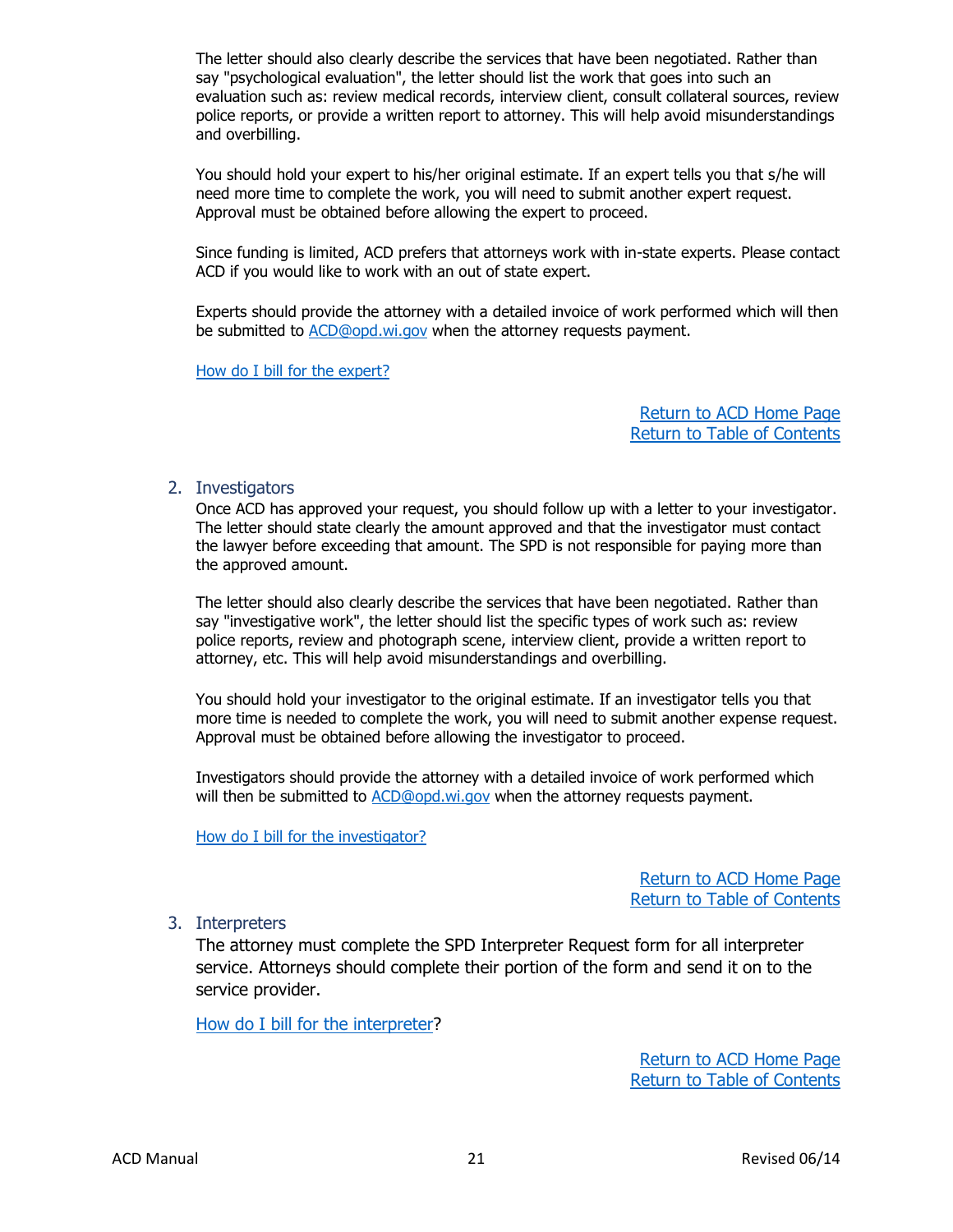The letter should also clearly describe the services that have been negotiated. Rather than say "psychological evaluation", the letter should list the work that goes into such an evaluation such as: review medical records, interview client, consult collateral sources, review police reports, or provide a written report to attorney. This will help avoid misunderstandings and overbilling.

You should hold your expert to his/her original estimate. If an expert tells you that s/he will need more time to complete the work, you will need to submit another expert request. Approval must be obtained before allowing the expert to proceed.

Since funding is limited, ACD prefers that attorneys work with in-state experts. Please contact ACD if you would like to work with an out of state expert.

Experts should provide the attorney with a detailed invoice of work performed which will then be submitted to ACD@opd.wi.gov when the attorney requests payment.

How do I bill for the expert?

Return to ACD Home Page
Return to Table of Contents

## 2. Investigators

Once ACD has approved your request, you should follow up with a letter to your investigator. The letter should state clearly the amount approved and that the investigator must contact the lawyer before exceeding that amount. The SPD is not responsible for paying more than the approved amount.

The letter should also clearly describe the services that have been negotiated. Rather than say "investigative work", the letter should list the specific types of work such as: review police reports, review and photograph scene, interview client, provide a written report to attorney, etc. This will help avoid misunderstandings and overbilling.

You should hold your investigator to the original estimate. If an investigator tells you that more time is needed to complete the work, you will need to submit another expense request. Approval must be obtained before allowing the investigator to proceed.

Investigators should provide the attorney with a detailed invoice of work performed which will then be submitted to ACD@opd.wi.gov when the attorney requests payment.

How do I bill for the investigator?

Return to ACD Home Page
Return to Table of Contents

## 3. Interpreters

The attorney must complete the SPD Interpreter Request form for all interpreter service. Attorneys should complete their portion of the form and send it on to the service provider.

How do I bill for the interpreter?

Return to ACD Home Page
Return to Table of Contents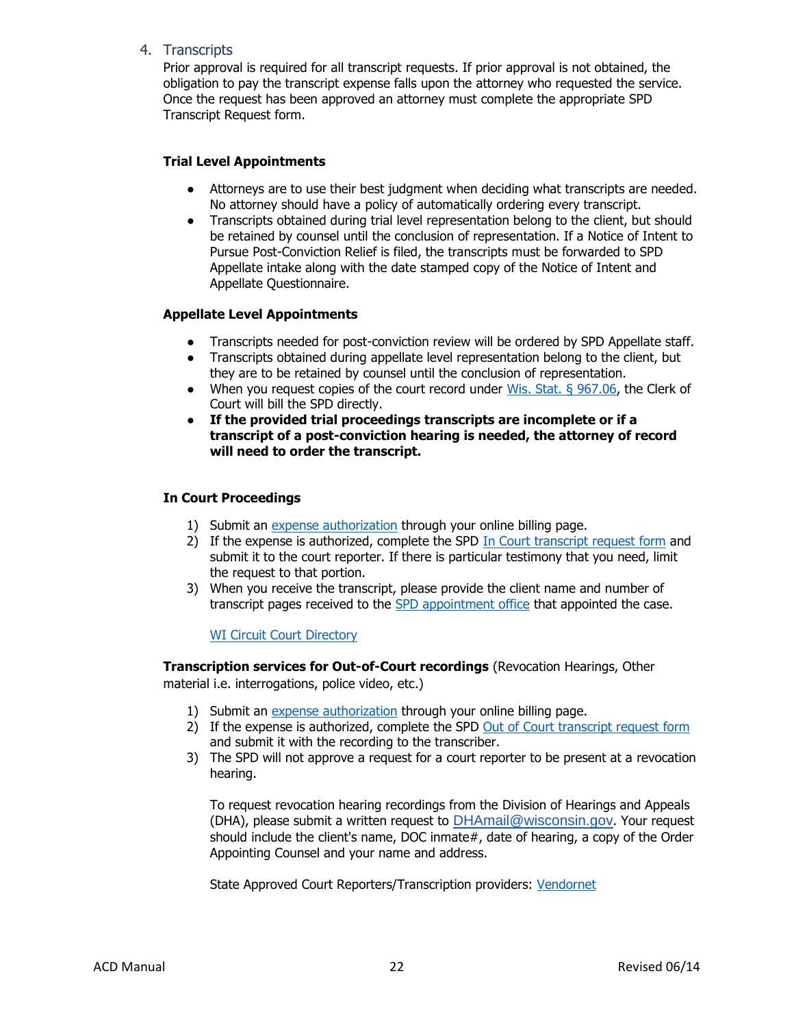## 4. Transcripts

Prior approval is required for all transcript requests. If prior approval is not obtained, the obligation to pay the transcript expense falls upon the attorney who requested the service. Once the request has been approved an attorney must complete the appropriate SPD Transcript Request form.

**Trial Level Appointments**

- Attorneys are to use their best judgment when deciding what transcripts are needed. No attorney should have a policy of automatically ordering every transcript.
- Transcripts obtained during trial level representation belong to the client, but should be retained by counsel until the conclusion of representation. If a Notice of Intent to Pursue Post-Conviction Relief is filed, the transcripts must be forwarded to SPD Appellate intake along with the date stamped copy of the Notice of Intent and Appellate Questionnaire.

**Appellate Level Appointments**

- Transcripts needed for post-conviction review will be ordered by SPD Appellate staff.
- Transcripts obtained during appellate level representation belong to the client, but they are to be retained by counsel until the conclusion of representation.
- When you request copies of the court record under Wis. Stat. § 967.06, the Clerk of Court will bill the SPD directly.
- **If the provided trial proceedings transcripts are incomplete or if a transcript of a post-conviction hearing is needed, the attorney of record will need to order the transcript.**

**In Court Proceedings**

1) Submit an expense authorization through your online billing page.
2) If the expense is authorized, complete the SPD In Court transcript request form and submit it to the court reporter. If there is particular testimony that you need, limit the request to that portion.
3) When you receive the transcript, please provide the client name and number of transcript pages received to the SPD appointment office that appointed the case.

   WI Circuit Court Directory

**Transcription services for Out-of-Court recordings** (Revocation Hearings, Other material i.e. interrogations, police video, etc.)

1) Submit an expense authorization through your online billing page.
2) If the expense is authorized, complete the SPD Out of Court transcript request form and submit it with the recording to the transcriber.
3) The SPD will not approve a request for a court reporter to be present at a revocation hearing.

   To request revocation hearing recordings from the Division of Hearings and Appeals (DHA), please submit a written request to DHAmail@wisconsin.gov. Your request should include the client's name, DOC inmate#, date of hearing, a copy of the Order Appointing Counsel and your name and address.

   State Approved Court Reporters/Transcription providers: Vendornet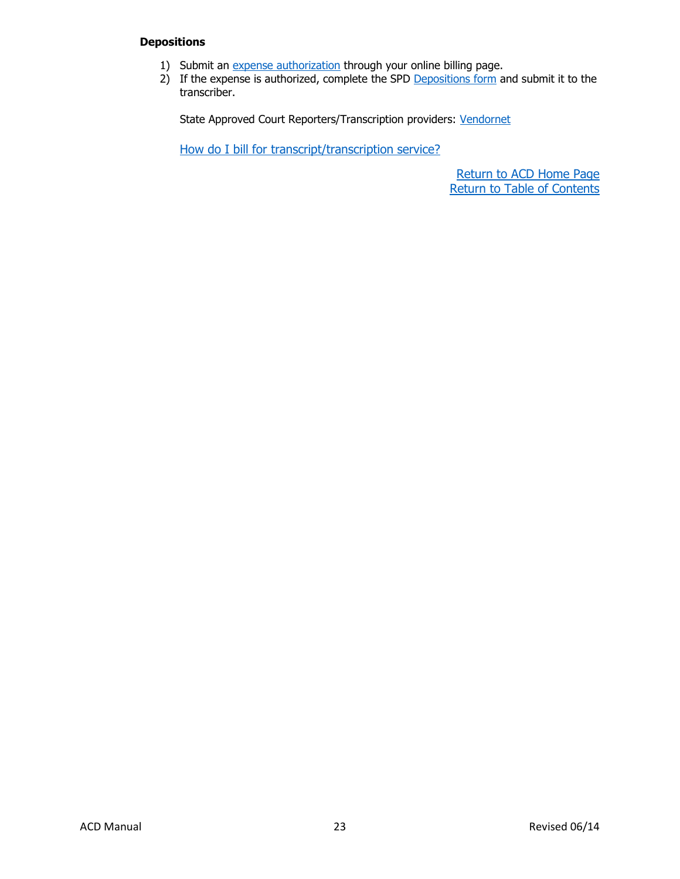**Depositions**

1) Submit an expense authorization through your online billing page.
2) If the expense is authorized, complete the SPD Depositions form and submit it to the transcriber.

State Approved Court Reporters/Transcription providers: Vendornet

How do I bill for transcript/transcription service?

Return to ACD Home Page
Return to Table of Contents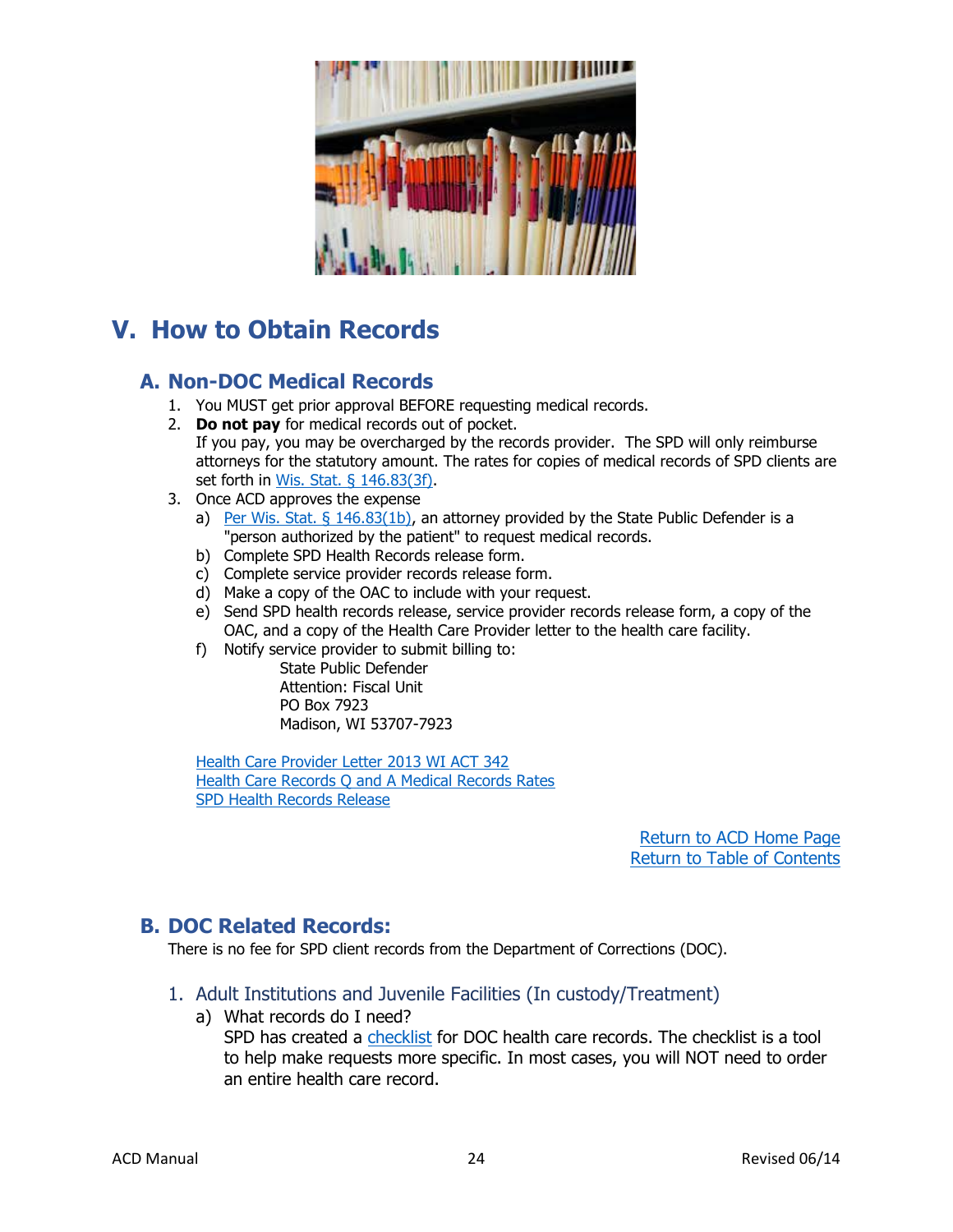# V. How to Obtain Records

## A. Non-DOC Medical Records

1. You MUST get prior approval BEFORE requesting medical records.
2. **Do not pay** for medical records out of pocket.
   If you pay, you may be overcharged by the records provider. The SPD will only reimburse attorneys for the statutory amount. The rates for copies of medical records of SPD clients are set forth in [Wis. Stat. § 146.83(3f)](#).
3. Once ACD approves the expense
   a) [Per Wis. Stat. § 146.83(1b)](#), an attorney provided by the State Public Defender is a "person authorized by the patient" to request medical records.
   b) Complete SPD Health Records release form.
   c) Complete service provider records release form.
   d) Make a copy of the OAC to include with your request.
   e) Send SPD health records release, service provider records release form, a copy of the OAC, and a copy of the Health Care Provider letter to the health care facility.
   f) Notify service provider to submit billing to:
      State Public Defender
      Attention: Fiscal Unit
      PO Box 7923
      Madison, WI 53707-7923

   [Health Care Provider Letter 2013 WI ACT 342](#)
   [Health Care Records Q and A Medical Records Rates](#)
   [SPD Health Records Release](#)

[Return to ACD Home Page](#)
[Return to Table of Contents](#)

## B. DOC Related Records:

There is no fee for SPD client records from the Department of Corrections (DOC).

### 1. Adult Institutions and Juvenile Facilities (In custody/Treatment)

a) What records do I need?
   SPD has created a [checklist](#) for DOC health care records. The checklist is a tool to help make requests more specific. In most cases, you will NOT need to order an entire health care record.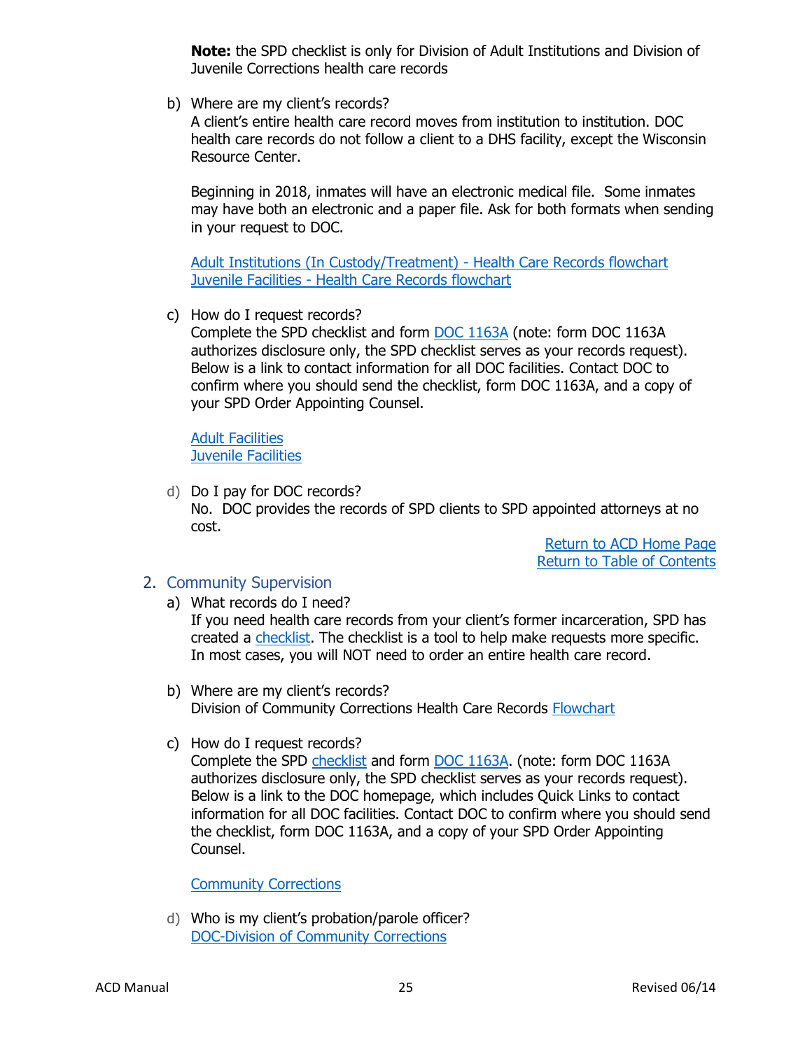**Note:** the SPD checklist is only for Division of Adult Institutions and Division of Juvenile Corrections health care records

b) Where are my client's records?
A client's entire health care record moves from institution to institution. DOC health care records do not follow a client to a DHS facility, except the Wisconsin Resource Center.

Beginning in 2018, inmates will have an electronic medical file. Some inmates may have both an electronic and a paper file. Ask for both formats when sending in your request to DOC.

Adult Institutions (In Custody/Treatment) - Health Care Records flowchart
Juvenile Facilities - Health Care Records flowchart

c) How do I request records?
Complete the SPD checklist and form DOC 1163A (note: form DOC 1163A authorizes disclosure only, the SPD checklist serves as your records request). Below is a link to contact information for all DOC facilities. Contact DOC to confirm where you should send the checklist, form DOC 1163A, and a copy of your SPD Order Appointing Counsel.

Adult Facilities
Juvenile Facilities

d) Do I pay for DOC records?
No. DOC provides the records of SPD clients to SPD appointed attorneys at no cost.

Return to ACD Home Page
Return to Table of Contents

## 2. Community Supervision

a) What records do I need?
If you need health care records from your client's former incarceration, SPD has created a checklist. The checklist is a tool to help make requests more specific. In most cases, you will NOT need to order an entire health care record.

b) Where are my client's records?
Division of Community Corrections Health Care Records Flowchart

c) How do I request records?
Complete the SPD checklist and form DOC 1163A. (note: form DOC 1163A authorizes disclosure only, the SPD checklist serves as your records request). Below is a link to the DOC homepage, which includes Quick Links to contact information for all DOC facilities. Contact DOC to confirm where you should send the checklist, form DOC 1163A, and a copy of your SPD Order Appointing Counsel.

Community Corrections

d) Who is my client's probation/parole officer?
DOC-Division of Community Corrections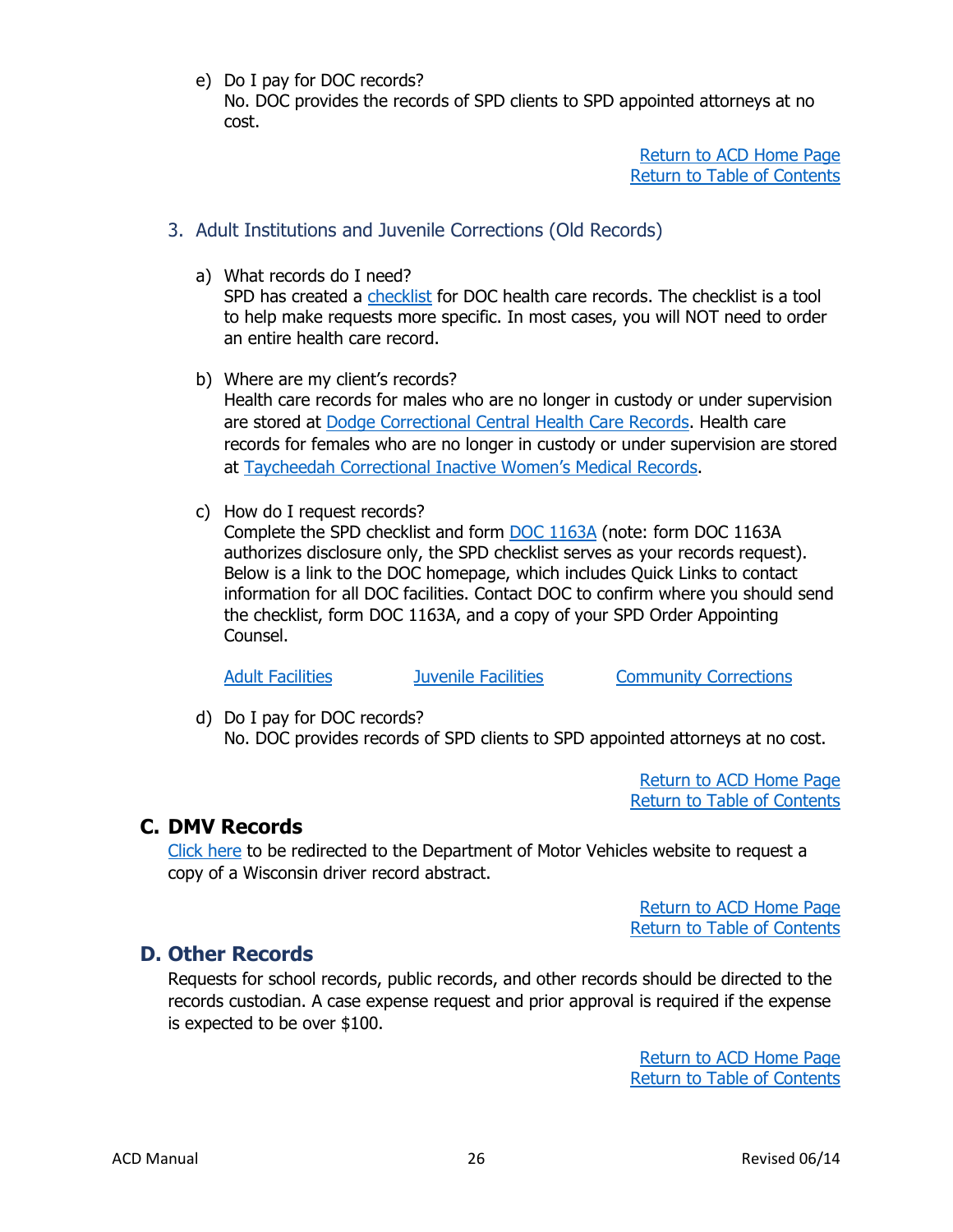e) Do I pay for DOC records?
   No. DOC provides the records of SPD clients to SPD appointed attorneys at no cost.

Return to ACD Home Page
Return to Table of Contents

### 3. Adult Institutions and Juvenile Corrections (Old Records)

a) What records do I need?
   SPD has created a checklist for DOC health care records. The checklist is a tool to help make requests more specific. In most cases, you will NOT need to order an entire health care record.

b) Where are my client's records?
   Health care records for males who are no longer in custody or under supervision are stored at Dodge Correctional Central Health Care Records. Health care records for females who are no longer in custody or under supervision are stored at Taycheedah Correctional Inactive Women's Medical Records.

c) How do I request records?
   Complete the SPD checklist and form DOC 1163A (note: form DOC 1163A authorizes disclosure only, the SPD checklist serves as your records request). Below is a link to the DOC homepage, which includes Quick Links to contact information for all DOC facilities. Contact DOC to confirm where you should send the checklist, form DOC 1163A, and a copy of your SPD Order Appointing Counsel.

   Adult Facilities    Juvenile Facilities    Community Corrections

d) Do I pay for DOC records?
   No. DOC provides records of SPD clients to SPD appointed attorneys at no cost.

Return to ACD Home Page
Return to Table of Contents

## C. DMV Records

Click here to be redirected to the Department of Motor Vehicles website to request a copy of a Wisconsin driver record abstract.

Return to ACD Home Page
Return to Table of Contents

## D. Other Records

Requests for school records, public records, and other records should be directed to the records custodian. A case expense request and prior approval is required if the expense is expected to be over $100.

Return to ACD Home Page
Return to Table of Contents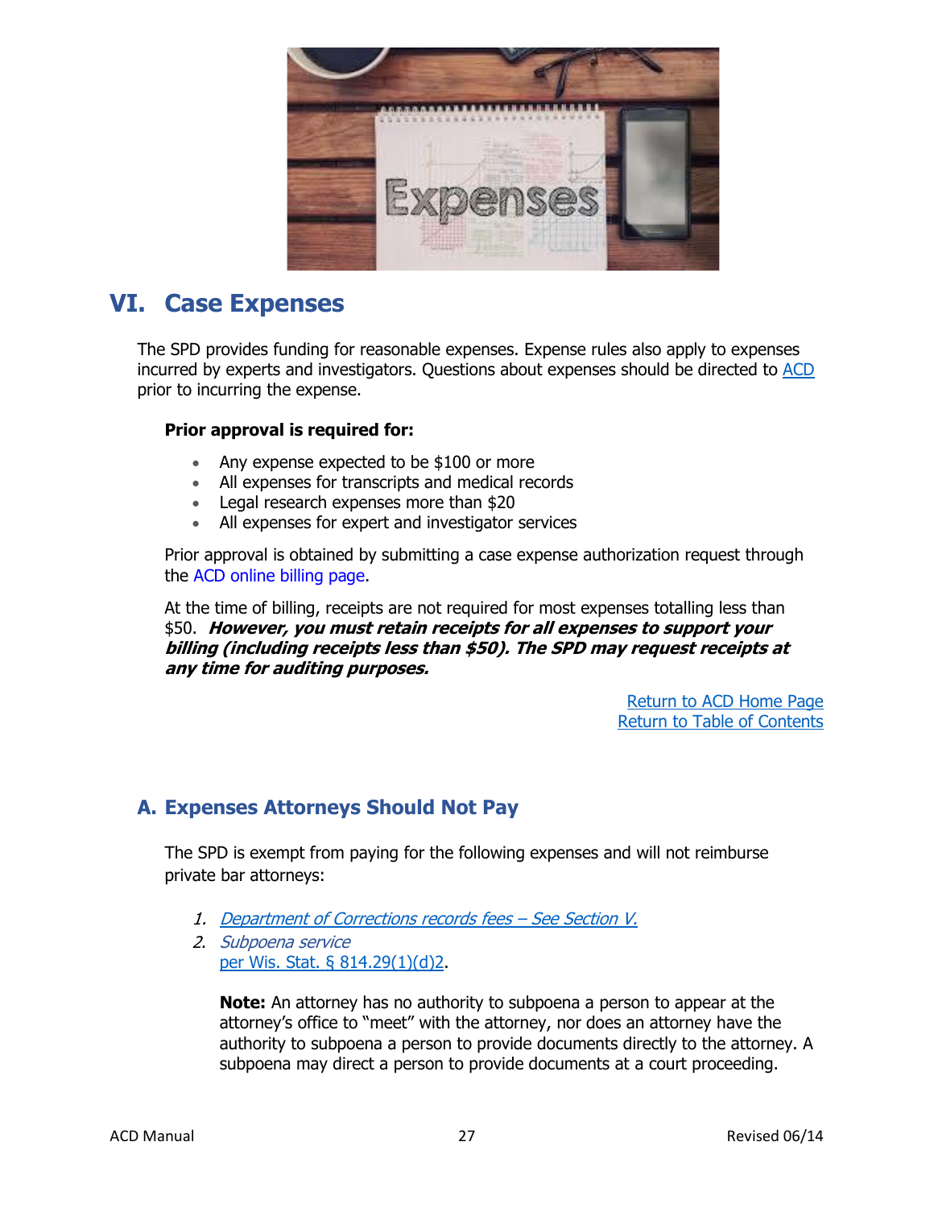# VI. Case Expenses

The SPD provides funding for reasonable expenses. Expense rules also apply to expenses incurred by experts and investigators. Questions about expenses should be directed to ACD prior to incurring the expense.

**Prior approval is required for:**

- Any expense expected to be $100 or more
- All expenses for transcripts and medical records
- Legal research expenses more than $20
- All expenses for expert and investigator services

Prior approval is obtained by submitting a case expense authorization request through the ACD online billing page.

At the time of billing, receipts are not required for most expenses totalling less than $50. ***However, you must retain receipts for all expenses to support your billing (including receipts less than $50). The SPD may request receipts at any time for auditing purposes.***

Return to ACD Home Page
Return to Table of Contents

## A. Expenses Attorneys Should Not Pay

The SPD is exempt from paying for the following expenses and will not reimburse private bar attorneys:

1. *Department of Corrections records fees – See Section V.*
2. *Subpoena service* per Wis. Stat. § 814.29(1)(d)2.

   **Note:** An attorney has no authority to subpoena a person to appear at the attorney's office to "meet" with the attorney, nor does an attorney have the authority to subpoena a person to provide documents directly to the attorney. A subpoena may direct a person to provide documents at a court proceeding.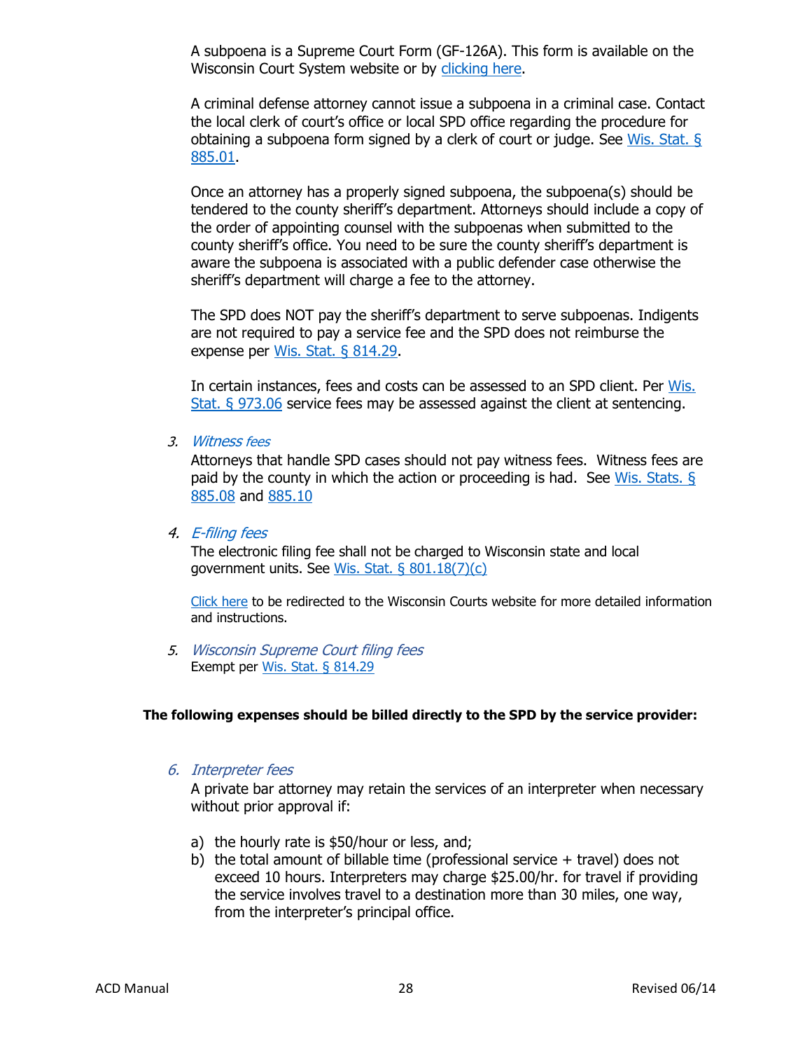A subpoena is a Supreme Court Form (GF-126A). This form is available on the Wisconsin Court System website or by [clicking here](#).

A criminal defense attorney cannot issue a subpoena in a criminal case. Contact the local clerk of court's office or local SPD office regarding the procedure for obtaining a subpoena form signed by a clerk of court or judge. See [Wis. Stat. § 885.01](#).

Once an attorney has a properly signed subpoena, the subpoena(s) should be tendered to the county sheriff's department. Attorneys should include a copy of the order of appointing counsel with the subpoenas when submitted to the county sheriff's office. You need to be sure the county sheriff's department is aware the subpoena is associated with a public defender case otherwise the sheriff's department will charge a fee to the attorney.

The SPD does NOT pay the sheriff's department to serve subpoenas. Indigents are not required to pay a service fee and the SPD does not reimburse the expense per [Wis. Stat. § 814.29](#).

In certain instances, fees and costs can be assessed to an SPD client. Per [Wis. Stat. § 973.06](#) service fees may be assessed against the client at sentencing.

3. *Witness fees*
   Attorneys that handle SPD cases should not pay witness fees. Witness fees are paid by the county in which the action or proceeding is had. See [Wis. Stats. § 885.08](#) and [885.10](#)

4. *E-filing fees*
   The electronic filing fee shall not be charged to Wisconsin state and local government units. See [Wis. Stat. § 801.18(7)(c)](#)

   [Click here](#) to be redirected to the Wisconsin Courts website for more detailed information and instructions.

5. *Wisconsin Supreme Court filing fees*
   Exempt per [Wis. Stat. § 814.29](#)

**The following expenses should be billed directly to the SPD by the service provider:**

6. *Interpreter fees*
   A private bar attorney may retain the services of an interpreter when necessary without prior approval if:

   a) the hourly rate is $50/hour or less, and;
   b) the total amount of billable time (professional service + travel) does not exceed 10 hours. Interpreters may charge $25.00/hr. for travel if providing the service involves travel to a destination more than 30 miles, one way, from the interpreter's principal office.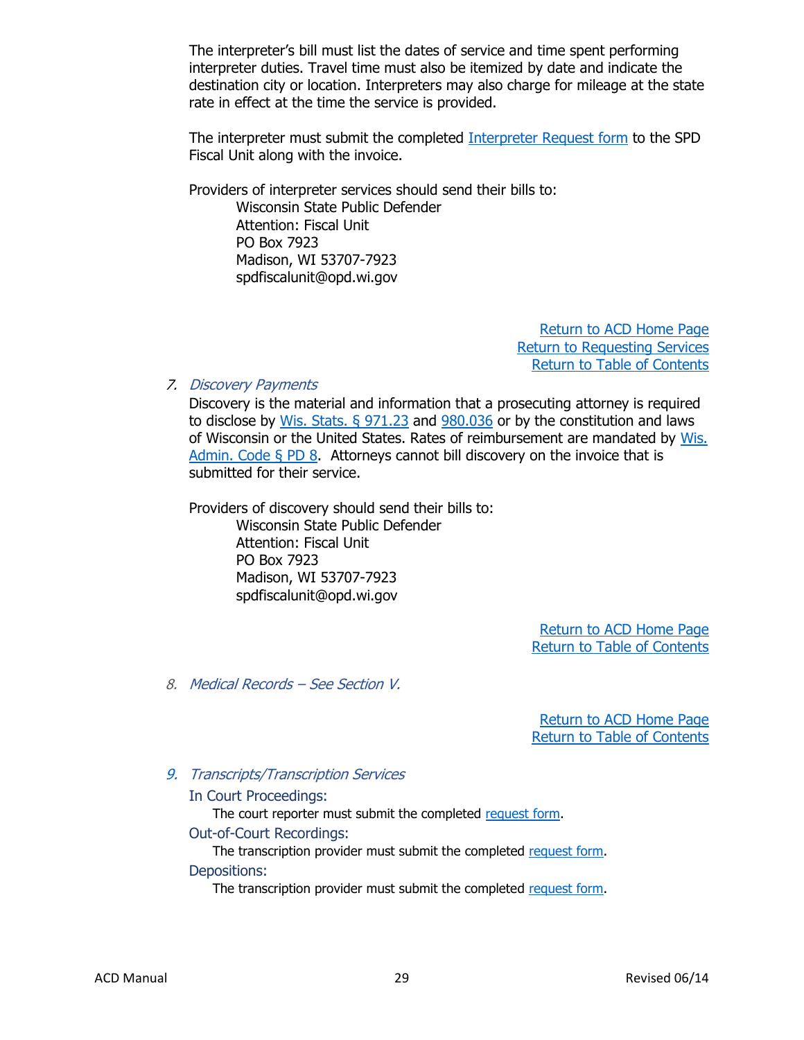The interpreter's bill must list the dates of service and time spent performing interpreter duties. Travel time must also be itemized by date and indicate the destination city or location. Interpreters may also charge for mileage at the state rate in effect at the time the service is provided.

The interpreter must submit the completed [Interpreter Request form] to the SPD Fiscal Unit along with the invoice.

Providers of interpreter services should send their bills to:

Wisconsin State Public Defender
Attention: Fiscal Unit
PO Box 7923
Madison, WI 53707-7923
spdfiscalunit@opd.wi.gov

Return to ACD Home Page
Return to Requesting Services
Return to Table of Contents

7. *Discovery Payments*

Discovery is the material and information that a prosecuting attorney is required to disclose by Wis. Stats. § 971.23 and 980.036 or by the constitution and laws of Wisconsin or the United States. Rates of reimbursement are mandated by Wis. Admin. Code § PD 8. Attorneys cannot bill discovery on the invoice that is submitted for their service.

Providers of discovery should send their bills to:

Wisconsin State Public Defender
Attention: Fiscal Unit
PO Box 7923
Madison, WI 53707-7923
spdfiscalunit@opd.wi.gov

Return to ACD Home Page
Return to Table of Contents

8. *Medical Records – See Section V.*

Return to ACD Home Page
Return to Table of Contents

9. *Transcripts/Transcription Services*

In Court Proceedings:

The court reporter must submit the completed request form.

Out-of-Court Recordings:

The transcription provider must submit the completed request form.

Depositions:

The transcription provider must submit the completed request form.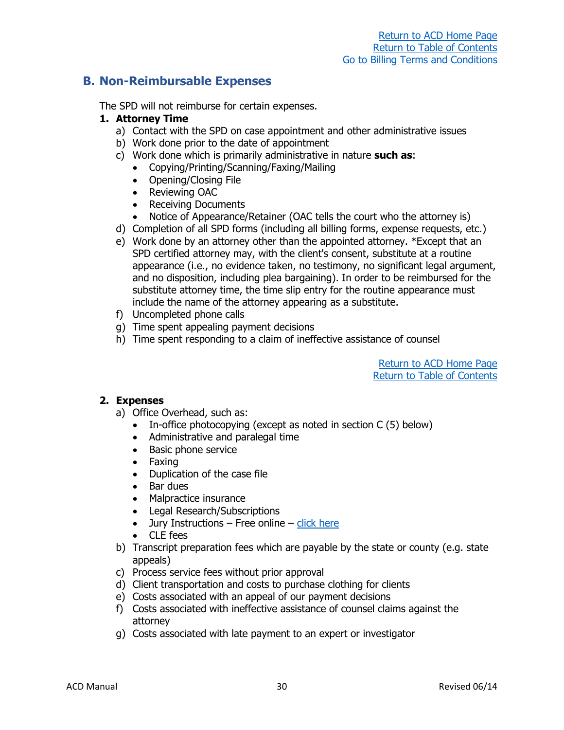[Return to ACD Home Page](#)
[Return to Table of Contents](#)
[Go to Billing Terms and Conditions](#)

## B. Non-Reimbursable Expenses

The SPD will not reimburse for certain expenses.

**1. Attorney Time**

a) Contact with the SPD on case appointment and other administrative issues
b) Work done prior to the date of appointment
c) Work done which is primarily administrative in nature **such as**:
   - Copying/Printing/Scanning/Faxing/Mailing
   - Opening/Closing File
   - Reviewing OAC
   - Receiving Documents
   - Notice of Appearance/Retainer (OAC tells the court who the attorney is)
d) Completion of all SPD forms (including all billing forms, expense requests, etc.)
e) Work done by an attorney other than the appointed attorney. *Except that an SPD certified attorney may, with the client's consent, substitute at a routine appearance (i.e., no evidence taken, no testimony, no significant legal argument, and no disposition, including plea bargaining). In order to be reimbursed for the substitute attorney time, the time slip entry for the routine appearance must include the name of the attorney appearing as a substitute.
f) Uncompleted phone calls
g) Time spent appealing payment decisions
h) Time spent responding to a claim of ineffective assistance of counsel

[Return to ACD Home Page](#)
[Return to Table of Contents](#)

**2. Expenses**

a) Office Overhead, such as:
   - In-office photocopying (except as noted in section C (5) below)
   - Administrative and paralegal time
   - Basic phone service
   - Faxing
   - Duplication of the case file
   - Bar dues
   - Malpractice insurance
   - Legal Research/Subscriptions
   - Jury Instructions – Free online – [click here](#)
   - CLE fees
b) Transcript preparation fees which are payable by the state or county (e.g. state appeals)
c) Process service fees without prior approval
d) Client transportation and costs to purchase clothing for clients
e) Costs associated with an appeal of our payment decisions
f) Costs associated with ineffective assistance of counsel claims against the attorney
g) Costs associated with late payment to an expert or investigator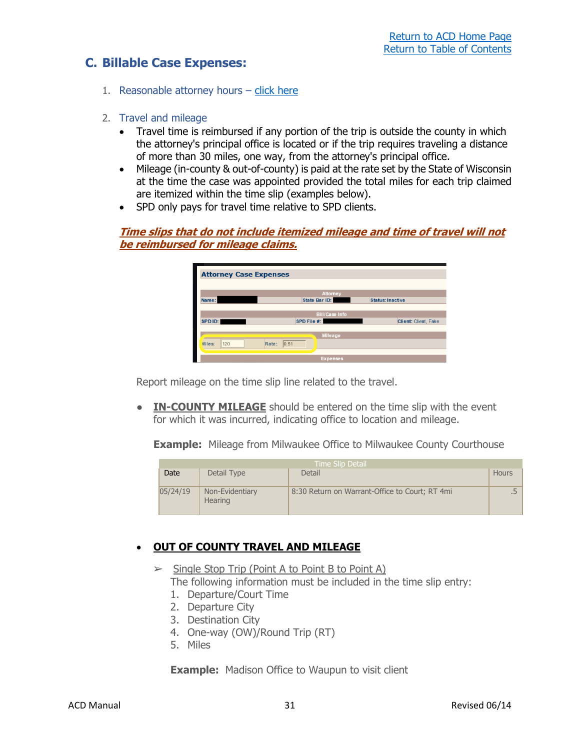[Return to ACD Home Page](#)
[Return to Table of Contents](#)

## C. Billable Case Expenses:

1. Reasonable attorney hours – [click here](#)

2. Travel and mileage
   - Travel time is reimbursed if any portion of the trip is outside the county in which the attorney's principal office is located or if the trip requires traveling a distance of more than 30 miles, one way, from the attorney's principal office.
   - Mileage (in-county & out-of-county) is paid at the rate set by the State of Wisconsin at the time the case was appointed provided the total miles for each trip claimed are itemized within the time slip (examples below).
   - SPD only pays for travel time relative to SPD clients.

***Time slips that do not include itemized mileage and time of travel will not be reimbursed for mileage claims.***

| Attorney Case Expenses | | |
|---|---|---|
| Attorney | | |
| Name: | State Bar ID: | Status: Inactive |
| Bill/Case Info | | |
| SPD ID: | SPD File #: | Client: Client, Fake |
| Mileage | | |
| Miles: 120 | Rate: 0.51 | |
| Expenses | | |

Report mileage on the time slip line related to the travel.

- **IN-COUNTY MILEAGE** should be entered on the time slip with the event for which it was incurred, indicating office to location and mileage.

  **Example:** Mileage from Milwaukee Office to Milwaukee County Courthouse

| Time Slip Detail | | | |
|---|---|---|---|
| Date | Detail Type | Detail | Hours |
| 05/24/19 | Non-Evidentiary Hearing | 8:30 Return on Warrant-Office to Court; RT 4mi | .5 |

- **OUT OF COUNTY TRAVEL AND MILEAGE**

  ➢ Single Stop Trip (Point A to Point B to Point A)
  The following information must be included in the time slip entry:
  1. Departure/Court Time
  2. Departure City
  3. Destination City
  4. One-way (OW)/Round Trip (RT)
  5. Miles

  **Example:** Madison Office to Waupun to visit client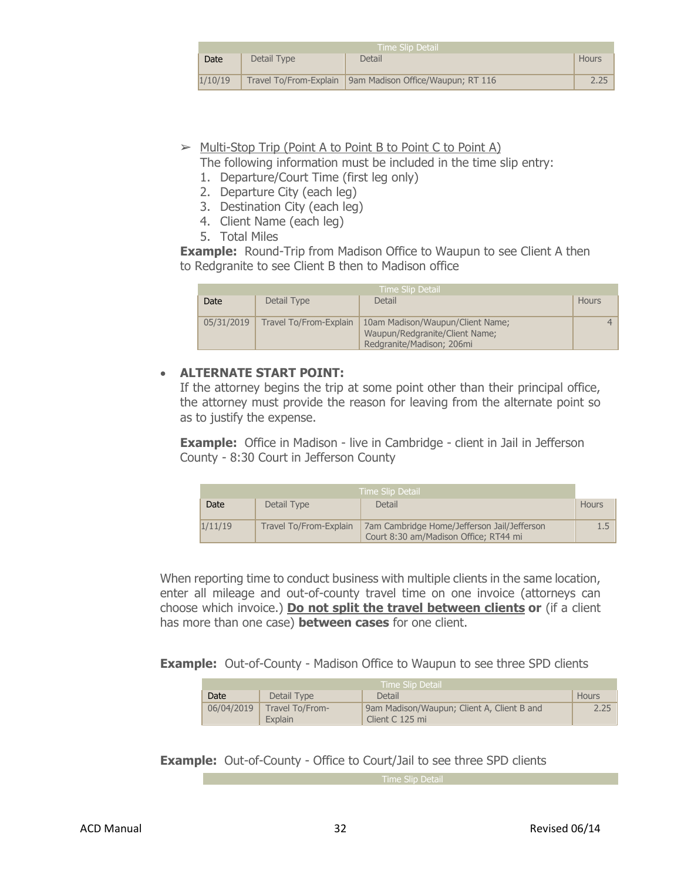| Time Slip Detail | | | |
|---|---|---|---|
| Date | Detail Type | Detail | Hours |
| 1/10/19 | Travel To/From-Explain | 9am Madison Office/Waupun; RT 116 | 2.25 |

➢ Multi-Stop Trip (Point A to Point B to Point C to Point A)
The following information must be included in the time slip entry:

1. Departure/Court Time (first leg only)
2. Departure City (each leg)
3. Destination City (each leg)
4. Client Name (each leg)
5. Total Miles

**Example:** Round-Trip from Madison Office to Waupun to see Client A then to Redgranite to see Client B then to Madison office

| Time Slip Detail | | | |
|---|---|---|---|
| Date | Detail Type | Detail | Hours |
| 05/31/2019 | Travel To/From-Explain | 10am Madison/Waupun/Client Name; Waupun/Redgranite/Client Name; Redgranite/Madison; 206mi | 4 |

- **ALTERNATE START POINT:**
  If the attorney begins the trip at some point other than their principal office, the attorney must provide the reason for leaving from the alternate point so as to justify the expense.

  **Example:** Office in Madison - live in Cambridge - client in Jail in Jefferson County - 8:30 Court in Jefferson County

| Time Slip Detail | | | |
|---|---|---|---|
| Date | Detail Type | Detail | Hours |
| 1/11/19 | Travel To/From-Explain | 7am Cambridge Home/Jefferson Jail/Jefferson Court 8:30 am/Madison Office; RT44 mi | 1.5 |

When reporting time to conduct business with multiple clients in the same location, enter all mileage and out-of-county travel time on one invoice (attorneys can choose which invoice.) **<u>Do not split the travel between clients</u> or** (if a client has more than one case) **between cases** for one client.

**Example:** Out-of-County - Madison Office to Waupun to see three SPD clients

| Time Slip Detail | | | |
|---|---|---|---|
| Date | Detail Type | Detail | Hours |
| 06/04/2019 | Travel To/From-Explain | 9am Madison/Waupun; Client A, Client B and Client C 125 mi | 2.25 |

**Example:** Out-of-County - Office to Court/Jail to see three SPD clients

| Time Slip Detail |
|---|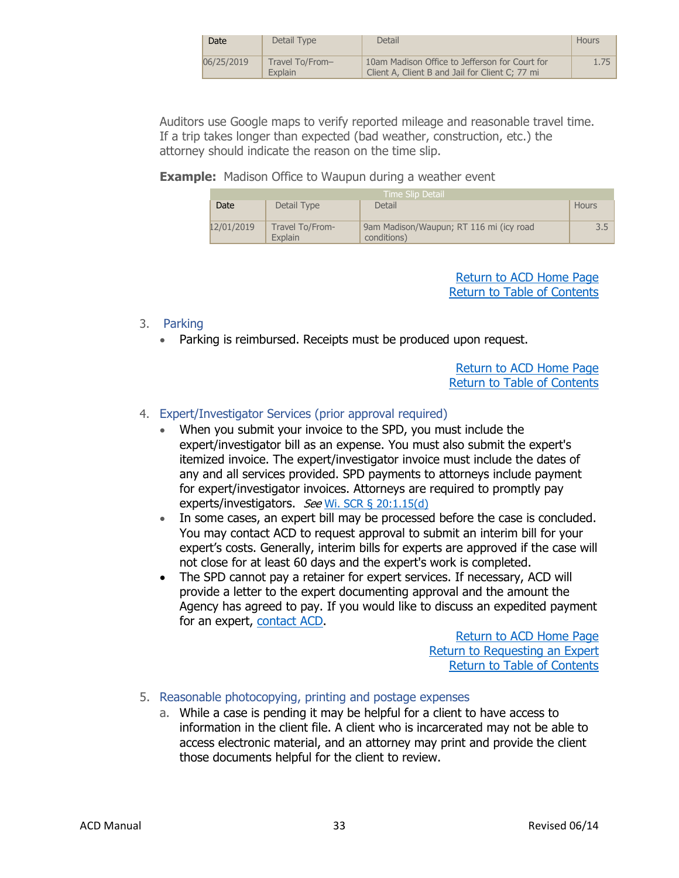| Date | Detail Type | Detail | Hours |
|---|---|---|---|
| 06/25/2019 | Travel To/From–Explain | 10am Madison Office to Jefferson for Court for Client A, Client B and Jail for Client C; 77 mi | 1.75 |

Auditors use Google maps to verify reported mileage and reasonable travel time. If a trip takes longer than expected (bad weather, construction, etc.) the attorney should indicate the reason on the time slip.

**Example:** Madison Office to Waupun during a weather event

| Time Slip Detail | | | |
|---|---|---|---|
| Date | Detail Type | Detail | Hours |
| 12/01/2019 | Travel To/From-Explain | 9am Madison/Waupun; RT 116 mi (icy road conditions) | 3.5 |

Return to ACD Home Page
Return to Table of Contents

3. Parking
   - Parking is reimbursed. Receipts must be produced upon request.

Return to ACD Home Page
Return to Table of Contents

4. Expert/Investigator Services (prior approval required)
   - When you submit your invoice to the SPD, you must include the expert/investigator bill as an expense. You must also submit the expert's itemized invoice. The expert/investigator invoice must include the dates of any and all services provided. SPD payments to attorneys include payment for expert/investigator invoices. Attorneys are required to promptly pay experts/investigators. *See* Wi. SCR § 20:1.15(d)
   - In some cases, an expert bill may be processed before the case is concluded. You may contact ACD to request approval to submit an interim bill for your expert's costs. Generally, interim bills for experts are approved if the case will not close for at least 60 days and the expert's work is completed.
   - The SPD cannot pay a retainer for expert services. If necessary, ACD will provide a letter to the expert documenting approval and the amount the Agency has agreed to pay. If you would like to discuss an expedited payment for an expert, contact ACD.

Return to ACD Home Page
Return to Requesting an Expert
Return to Table of Contents

5. Reasonable photocopying, printing and postage expenses
   a. While a case is pending it may be helpful for a client to have access to information in the client file. A client who is incarcerated may not be able to access electronic material, and an attorney may print and provide the client those documents helpful for the client to review.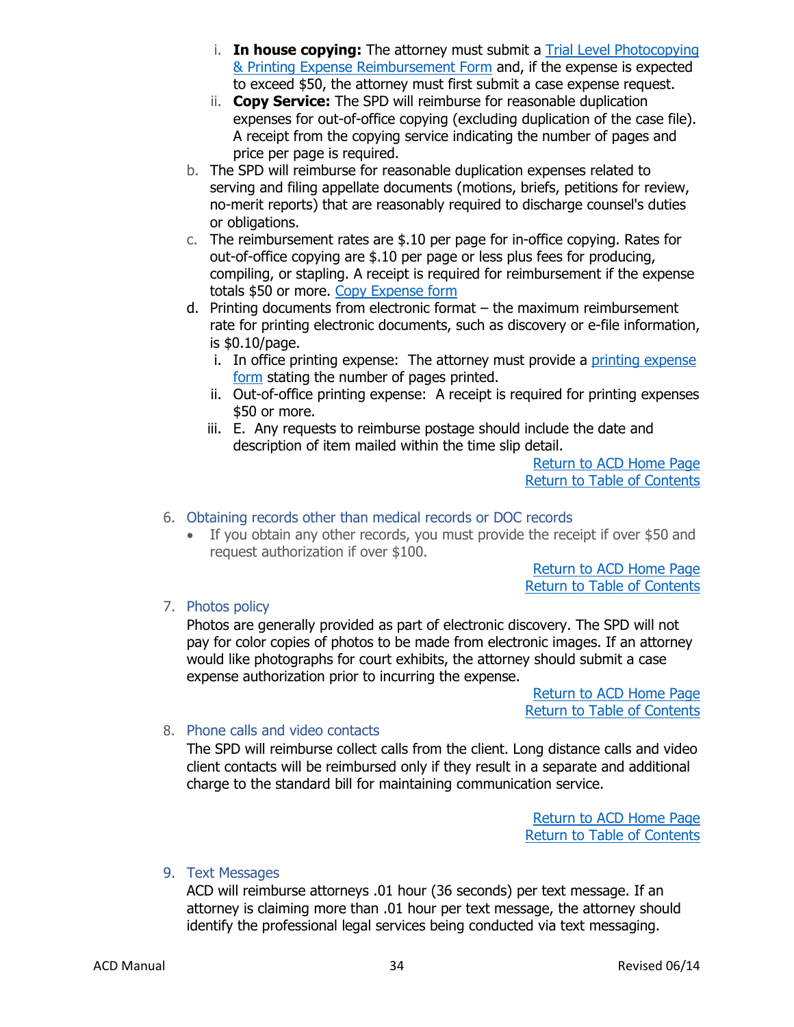i. **In house copying:** The attorney must submit a Trial Level Photocopying & Printing Expense Reimbursement Form and, if the expense is expected to exceed $50, the attorney must first submit a case expense request.
   ii. **Copy Service:** The SPD will reimburse for reasonable duplication expenses for out-of-office copying (excluding duplication of the case file). A receipt from the copying service indicating the number of pages and price per page is required.

b. The SPD will reimburse for reasonable duplication expenses related to serving and filing appellate documents (motions, briefs, petitions for review, no-merit reports) that are reasonably required to discharge counsel's duties or obligations.

c. The reimbursement rates are $.10 per page for in-office copying. Rates for out-of-office copying are $.10 per page or less plus fees for producing, compiling, or stapling. A receipt is required for reimbursement if the expense totals $50 or more. Copy Expense form

d. Printing documents from electronic format – the maximum reimbursement rate for printing electronic documents, such as discovery or e-file information, is $0.10/page.
   i. In office printing expense: The attorney must provide a printing expense form stating the number of pages printed.
   ii. Out-of-office printing expense: A receipt is required for printing expenses $50 or more.
   iii. E. Any requests to reimburse postage should include the date and description of item mailed within the time slip detail.

Return to ACD Home Page
Return to Table of Contents

6. Obtaining records other than medical records or DOC records
   - If you obtain any other records, you must provide the receipt if over $50 and request authorization if over $100.

Return to ACD Home Page
Return to Table of Contents

7. Photos policy

   Photos are generally provided as part of electronic discovery. The SPD will not pay for color copies of photos to be made from electronic images. If an attorney would like photographs for court exhibits, the attorney should submit a case expense authorization prior to incurring the expense.

Return to ACD Home Page
Return to Table of Contents

8. Phone calls and video contacts

   The SPD will reimburse collect calls from the client. Long distance calls and video client contacts will be reimbursed only if they result in a separate and additional charge to the standard bill for maintaining communication service.

Return to ACD Home Page
Return to Table of Contents

9. Text Messages

   ACD will reimburse attorneys .01 hour (36 seconds) per text message. If an attorney is claiming more than .01 hour per text message, the attorney should identify the professional legal services being conducted via text messaging.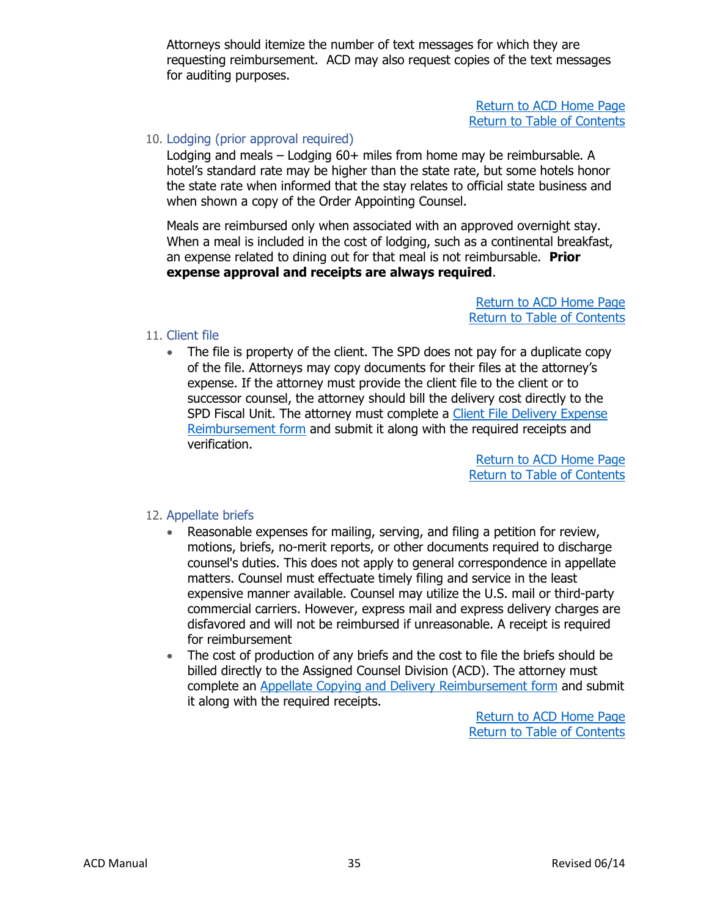Attorneys should itemize the number of text messages for which they are requesting reimbursement. ACD may also request copies of the text messages for auditing purposes.

Return to ACD Home Page
Return to Table of Contents

10. Lodging (prior approval required)

Lodging and meals – Lodging 60+ miles from home may be reimbursable. A hotel's standard rate may be higher than the state rate, but some hotels honor the state rate when informed that the stay relates to official state business and when shown a copy of the Order Appointing Counsel.

Meals are reimbursed only when associated with an approved overnight stay. When a meal is included in the cost of lodging, such as a continental breakfast, an expense related to dining out for that meal is not reimbursable. **Prior expense approval and receipts are always required**.

Return to ACD Home Page
Return to Table of Contents

11. Client file

- The file is property of the client. The SPD does not pay for a duplicate copy of the file. Attorneys may copy documents for their files at the attorney's expense. If the attorney must provide the client file to the client or to successor counsel, the attorney should bill the delivery cost directly to the SPD Fiscal Unit. The attorney must complete a Client File Delivery Expense Reimbursement form and submit it along with the required receipts and verification.

Return to ACD Home Page
Return to Table of Contents

12. Appellate briefs

- Reasonable expenses for mailing, serving, and filing a petition for review, motions, briefs, no-merit reports, or other documents required to discharge counsel's duties. This does not apply to general correspondence in appellate matters. Counsel must effectuate timely filing and service in the least expensive manner available. Counsel may utilize the U.S. mail or third-party commercial carriers. However, express mail and express delivery charges are disfavored and will not be reimbursed if unreasonable. A receipt is required for reimbursement
- The cost of production of any briefs and the cost to file the briefs should be billed directly to the Assigned Counsel Division (ACD). The attorney must complete an Appellate Copying and Delivery Reimbursement form and submit it along with the required receipts.

Return to ACD Home Page
Return to Table of Contents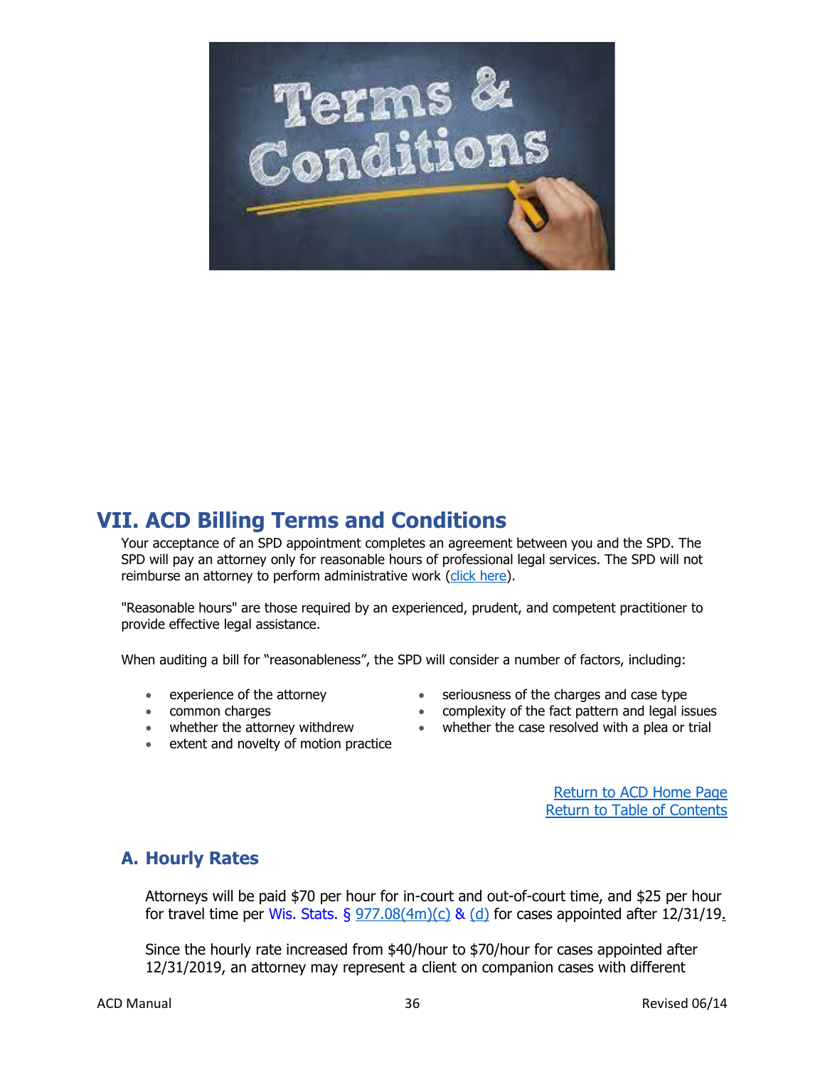## VII. ACD Billing Terms and Conditions

Your acceptance of an SPD appointment completes an agreement between you and the SPD. The SPD will pay an attorney only for reasonable hours of professional legal services. The SPD will not reimburse an attorney to perform administrative work (click here).

"Reasonable hours" are those required by an experienced, prudent, and competent practitioner to provide effective legal assistance.

When auditing a bill for "reasonableness", the SPD will consider a number of factors, including:

- experience of the attorney
- common charges
- whether the attorney withdrew
- extent and novelty of motion practice
- seriousness of the charges and case type
- complexity of the fact pattern and legal issues
- whether the case resolved with a plea or trial

Return to ACD Home Page
Return to Table of Contents

### A. Hourly Rates

Attorneys will be paid $70 per hour for in-court and out-of-court time, and $25 per hour for travel time per Wis. Stats. § 977.08(4m)(c) & (d) for cases appointed after 12/31/19.

Since the hourly rate increased from $40/hour to $70/hour for cases appointed after 12/31/2019, an attorney may represent a client on companion cases with different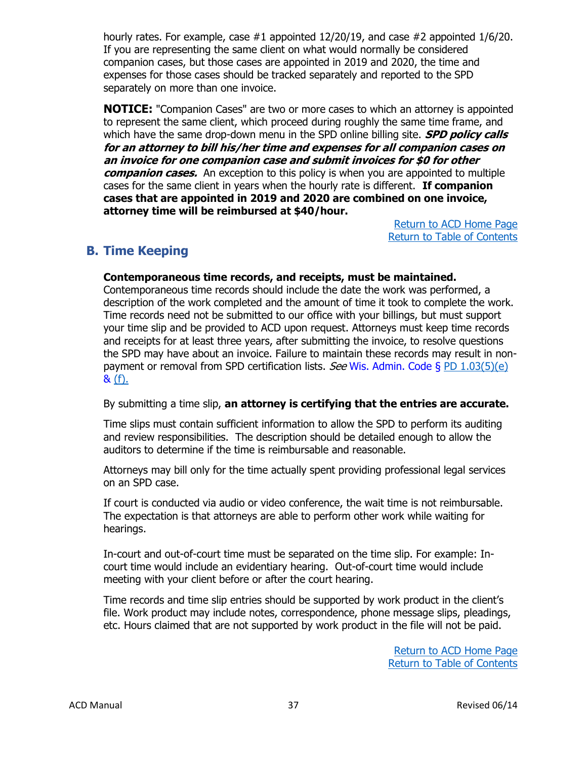hourly rates. For example, case #1 appointed 12/20/19, and case #2 appointed 1/6/20. If you are representing the same client on what would normally be considered companion cases, but those cases are appointed in 2019 and 2020, the time and expenses for those cases should be tracked separately and reported to the SPD separately on more than one invoice.

**NOTICE:** "Companion Cases" are two or more cases to which an attorney is appointed to represent the same client, which proceed during roughly the same time frame, and which have the same drop-down menu in the SPD online billing site. ***SPD policy calls for an attorney to bill his/her time and expenses for all companion cases on an invoice for one companion case and submit invoices for $0 for other companion cases.*** An exception to this policy is when you are appointed to multiple cases for the same client in years when the hourly rate is different. **If companion cases that are appointed in 2019 and 2020 are combined on one invoice, attorney time will be reimbursed at $40/hour.**

Return to ACD Home Page
Return to Table of Contents

## B. Time Keeping

**Contemporaneous time records, and receipts, must be maintained.** Contemporaneous time records should include the date the work was performed, a description of the work completed and the amount of time it took to complete the work. Time records need not be submitted to our office with your billings, but must support your time slip and be provided to ACD upon request. Attorneys must keep time records and receipts for at least three years, after submitting the invoice, to resolve questions the SPD may have about an invoice. Failure to maintain these records may result in non-payment or removal from SPD certification lists. *See* Wis. Admin. Code § PD 1.03(5)(e) & (f).

By submitting a time slip, **an attorney is certifying that the entries are accurate.**

Time slips must contain sufficient information to allow the SPD to perform its auditing and review responsibilities. The description should be detailed enough to allow the auditors to determine if the time is reimbursable and reasonable.

Attorneys may bill only for the time actually spent providing professional legal services on an SPD case.

If court is conducted via audio or video conference, the wait time is not reimbursable. The expectation is that attorneys are able to perform other work while waiting for hearings.

In-court and out-of-court time must be separated on the time slip. For example: In-court time would include an evidentiary hearing. Out-of-court time would include meeting with your client before or after the court hearing.

Time records and time slip entries should be supported by work product in the client's file. Work product may include notes, correspondence, phone message slips, pleadings, etc. Hours claimed that are not supported by work product in the file will not be paid.

Return to ACD Home Page
Return to Table of Contents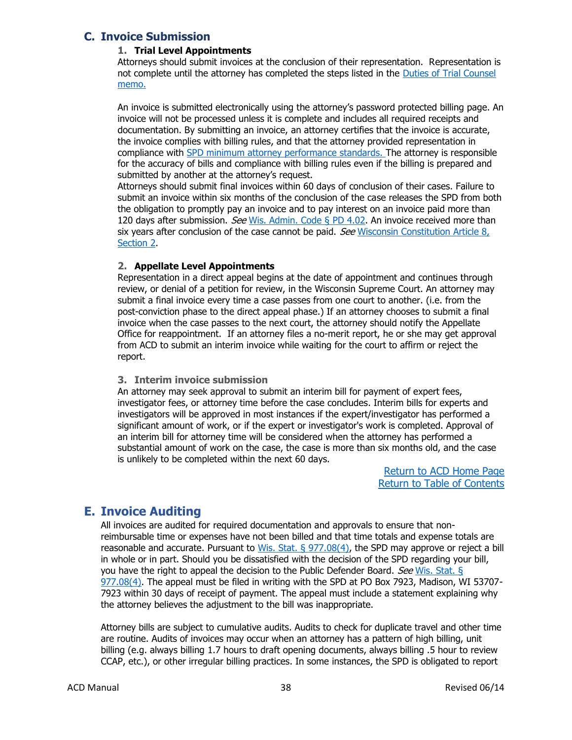## C. Invoice Submission

### 1. Trial Level Appointments

Attorneys should submit invoices at the conclusion of their representation. Representation is not complete until the attorney has completed the steps listed in the [Duties of Trial Counsel memo.]()

An invoice is submitted electronically using the attorney's password protected billing page. An invoice will not be processed unless it is complete and includes all required receipts and documentation. By submitting an invoice, an attorney certifies that the invoice is accurate, the invoice complies with billing rules, and that the attorney provided representation in compliance with [SPD minimum attorney performance standards.]() The attorney is responsible for the accuracy of bills and compliance with billing rules even if the billing is prepared and submitted by another at the attorney's request.

Attorneys should submit final invoices within 60 days of conclusion of their cases. Failure to submit an invoice within six months of the conclusion of the case releases the SPD from both the obligation to promptly pay an invoice and to pay interest on an invoice paid more than 120 days after submission. *See* [Wis. Admin. Code § PD 4.02](). An invoice received more than six years after conclusion of the case cannot be paid. *See* [Wisconsin Constitution Article 8, Section 2]().

### 2. Appellate Level Appointments

Representation in a direct appeal begins at the date of appointment and continues through review, or denial of a petition for review, in the Wisconsin Supreme Court. An attorney may submit a final invoice every time a case passes from one court to another. (i.e. from the post-conviction phase to the direct appeal phase.) If an attorney chooses to submit a final invoice when the case passes to the next court, the attorney should notify the Appellate Office for reappointment. If an attorney files a no-merit report, he or she may get approval from ACD to submit an interim invoice while waiting for the court to affirm or reject the report.

### 3. Interim invoice submission

An attorney may seek approval to submit an interim bill for payment of expert fees, investigator fees, or attorney time before the case concludes. Interim bills for experts and investigators will be approved in most instances if the expert/investigator has performed a significant amount of work, or if the expert or investigator's work is completed. Approval of an interim bill for attorney time will be considered when the attorney has performed a substantial amount of work on the case, the case is more than six months old, and the case is unlikely to be completed within the next 60 days.

[Return to ACD Home Page]()
[Return to Table of Contents]()

## E. Invoice Auditing

All invoices are audited for required documentation and approvals to ensure that non-reimbursable time or expenses have not been billed and that time totals and expense totals are reasonable and accurate. Pursuant to [Wis. Stat. § 977.08(4)](), the SPD may approve or reject a bill in whole or in part. Should you be dissatisfied with the decision of the SPD regarding your bill, you have the right to appeal the decision to the Public Defender Board. *See* [Wis. Stat. § 977.08(4)](). The appeal must be filed in writing with the SPD at PO Box 7923, Madison, WI 53707-7923 within 30 days of receipt of payment. The appeal must include a statement explaining why the attorney believes the adjustment to the bill was inappropriate.

Attorney bills are subject to cumulative audits. Audits to check for duplicate travel and other time are routine. Audits of invoices may occur when an attorney has a pattern of high billing, unit billing (e.g. always billing 1.7 hours to draft opening documents, always billing .5 hour to review CCAP, etc.), or other irregular billing practices. In some instances, the SPD is obligated to report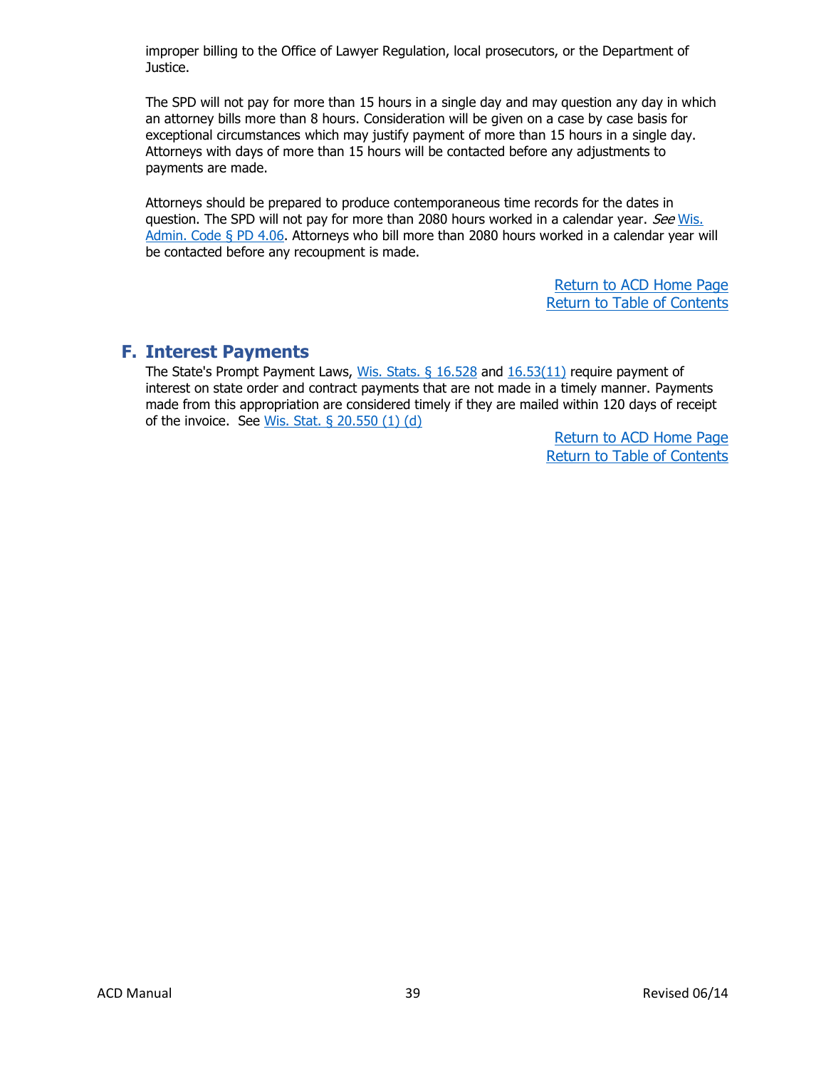improper billing to the Office of Lawyer Regulation, local prosecutors, or the Department of Justice.

The SPD will not pay for more than 15 hours in a single day and may question any day in which an attorney bills more than 8 hours. Consideration will be given on a case by case basis for exceptional circumstances which may justify payment of more than 15 hours in a single day. Attorneys with days of more than 15 hours will be contacted before any adjustments to payments are made.

Attorneys should be prepared to produce contemporaneous time records for the dates in question. The SPD will not pay for more than 2080 hours worked in a calendar year. *See* Wis. Admin. Code § PD 4.06. Attorneys who bill more than 2080 hours worked in a calendar year will be contacted before any recoupment is made.

Return to ACD Home Page
Return to Table of Contents

## F. Interest Payments

The State's Prompt Payment Laws, Wis. Stats. § 16.528 and 16.53(11) require payment of interest on state order and contract payments that are not made in a timely manner. Payments made from this appropriation are considered timely if they are mailed within 120 days of receipt of the invoice. See Wis. Stat. § 20.550 (1) (d)

Return to ACD Home Page
Return to Table of Contents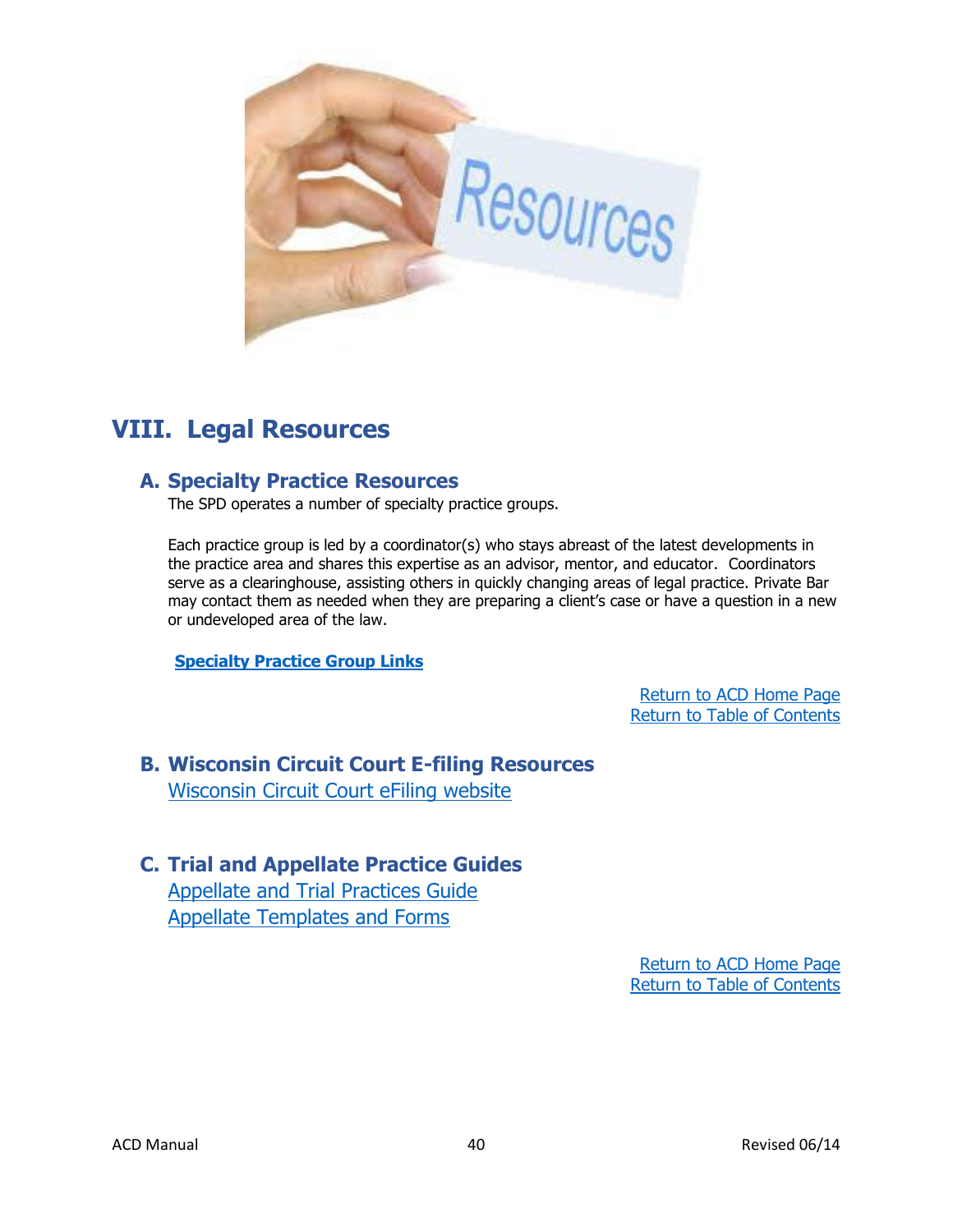# VIII. Legal Resources

## A. Specialty Practice Resources

The SPD operates a number of specialty practice groups.

Each practice group is led by a coordinator(s) who stays abreast of the latest developments in the practice area and shares this expertise as an advisor, mentor, and educator. Coordinators serve as a clearinghouse, assisting others in quickly changing areas of legal practice. Private Bar may contact them as needed when they are preparing a client's case or have a question in a new or undeveloped area of the law.

**Specialty Practice Group Links**

Return to ACD Home Page
Return to Table of Contents

## B. Wisconsin Circuit Court E-filing Resources

Wisconsin Circuit Court eFiling website

## C. Trial and Appellate Practice Guides

Appellate and Trial Practices Guide
Appellate Templates and Forms

Return to ACD Home Page
Return to Table of Contents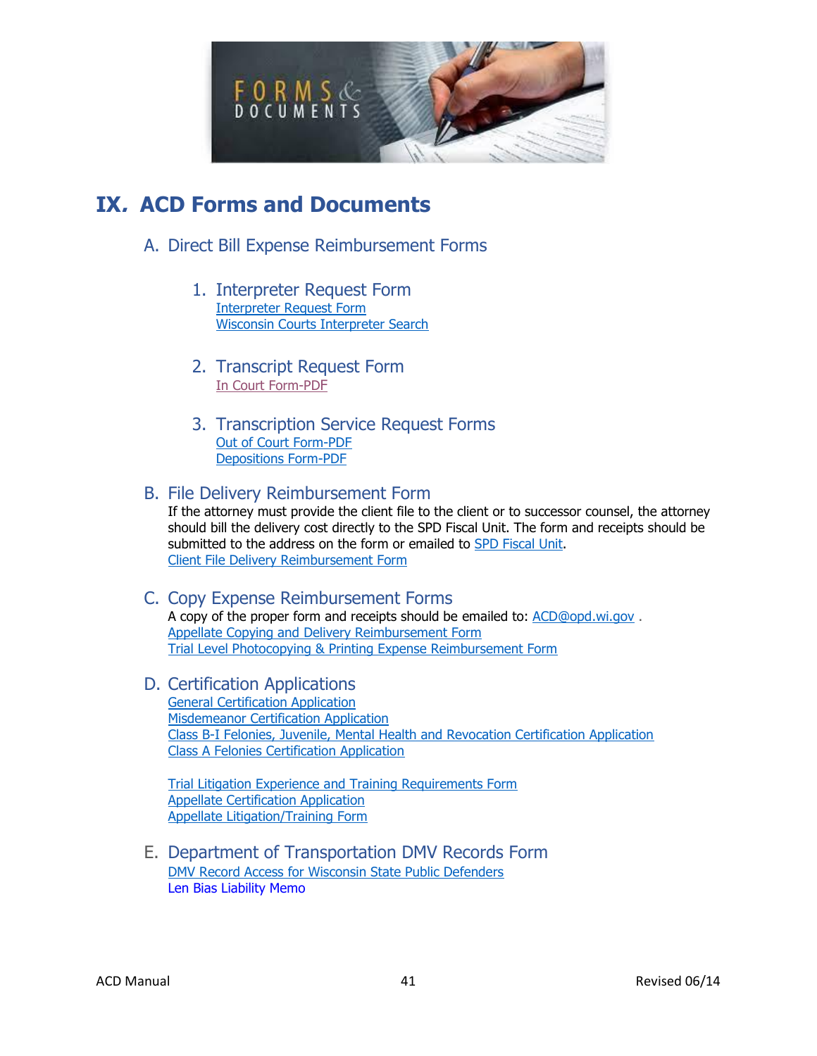# IX. ACD Forms and Documents

## A. Direct Bill Expense Reimbursement Forms

### 1. Interpreter Request Form

Interpreter Request Form
Wisconsin Courts Interpreter Search

### 2. Transcript Request Form

In Court Form-PDF

### 3. Transcription Service Request Forms

Out of Court Form-PDF
Depositions Form-PDF

## B. File Delivery Reimbursement Form

If the attorney must provide the client file to the client or to successor counsel, the attorney should bill the delivery cost directly to the SPD Fiscal Unit. The form and receipts should be submitted to the address on the form or emailed to SPD Fiscal Unit.
Client File Delivery Reimbursement Form

## C. Copy Expense Reimbursement Forms

A copy of the proper form and receipts should be emailed to: ACD@opd.wi.gov .
Appellate Copying and Delivery Reimbursement Form
Trial Level Photocopying & Printing Expense Reimbursement Form

## D. Certification Applications

General Certification Application
Misdemeanor Certification Application
Class B-I Felonies, Juvenile, Mental Health and Revocation Certification Application
Class A Felonies Certification Application

Trial Litigation Experience and Training Requirements Form
Appellate Certification Application
Appellate Litigation/Training Form

## E. Department of Transportation DMV Records Form

DMV Record Access for Wisconsin State Public Defenders
Len Bias Liability Memo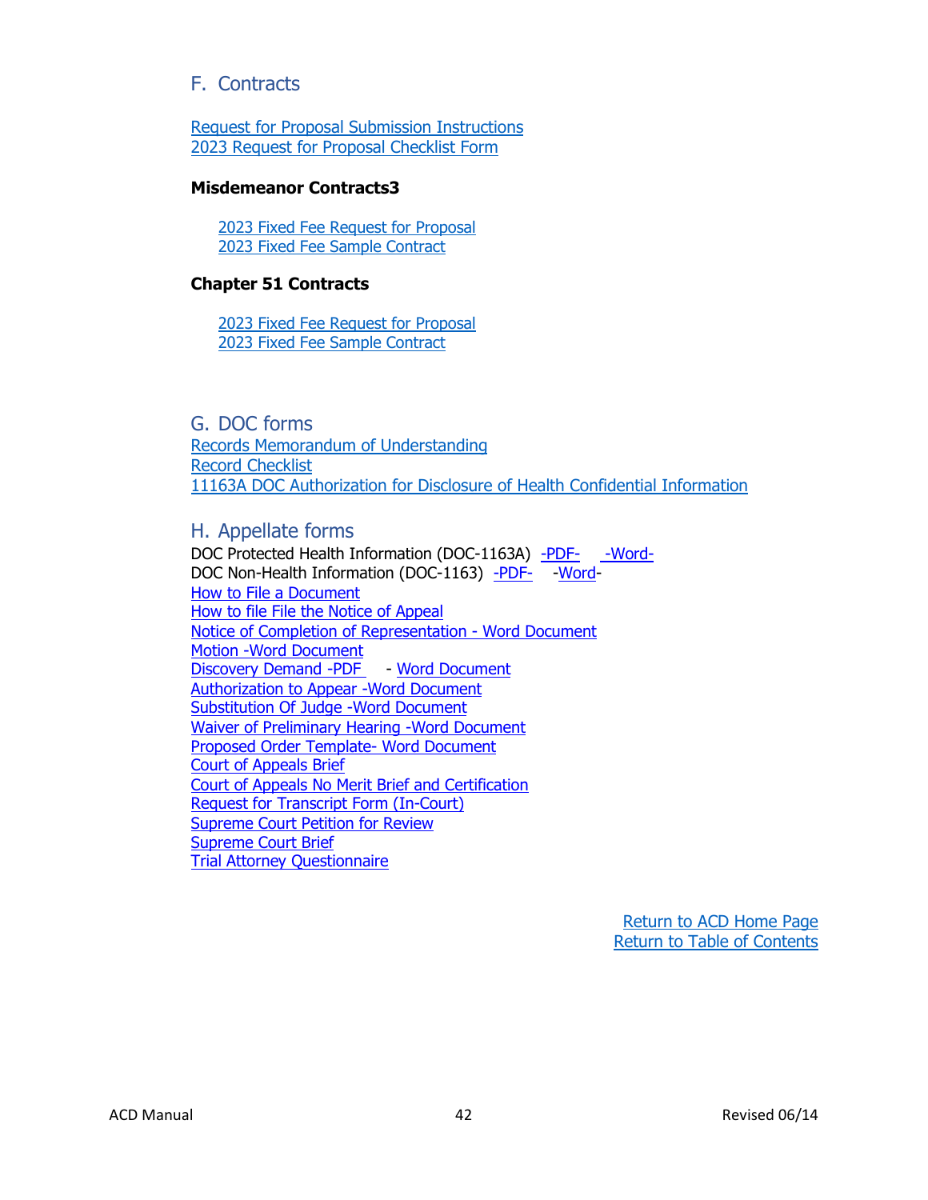## F. Contracts

Request for Proposal Submission Instructions
2023 Request for Proposal Checklist Form

**Misdemeanor Contracts3**

2023 Fixed Fee Request for Proposal
2023 Fixed Fee Sample Contract

**Chapter 51 Contracts**

2023 Fixed Fee Request for Proposal
2023 Fixed Fee Sample Contract

## G. DOC forms

Records Memorandum of Understanding
Record Checklist
11163A DOC Authorization for Disclosure of Health Confidential Information

## H. Appellate forms

DOC Protected Health Information (DOC-1163A) -PDF- -Word-
DOC Non-Health Information (DOC-1163) -PDF- -Word-
How to File a Document
How to file File the Notice of Appeal
Notice of Completion of Representation - Word Document
Motion -Word Document
Discovery Demand -PDF - Word Document
Authorization to Appear -Word Document
Substitution Of Judge -Word Document
Waiver of Preliminary Hearing -Word Document
Proposed Order Template- Word Document
Court of Appeals Brief
Court of Appeals No Merit Brief and Certification
Request for Transcript Form (In-Court)
Supreme Court Petition for Review
Supreme Court Brief
Trial Attorney Questionnaire

Return to ACD Home Page
Return to Table of Contents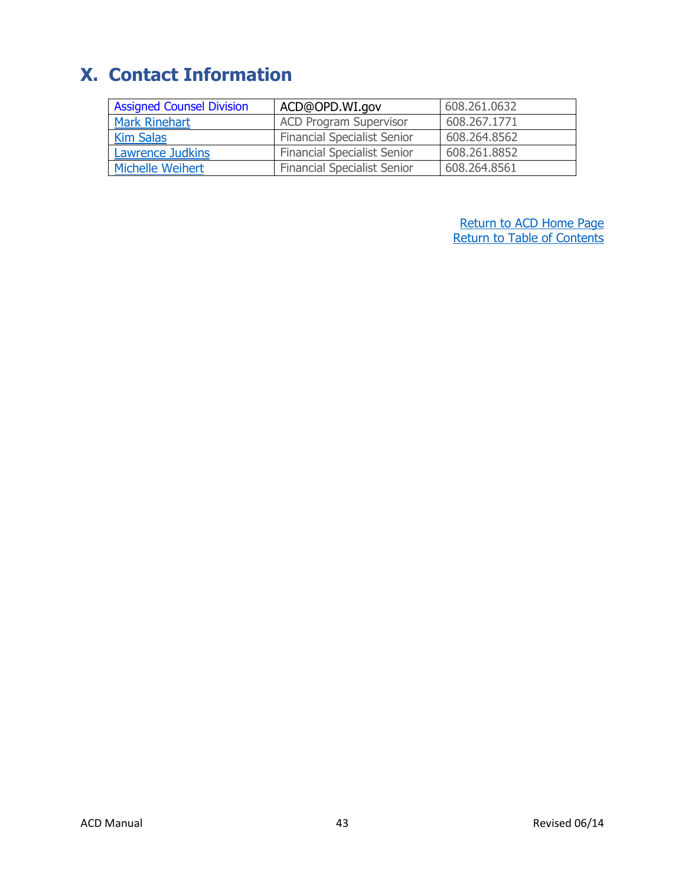# X. Contact Information

| | | |
|---|---|---|
| Assigned Counsel Division | ACD@OPD.WI.gov | 608.261.0632 |
| Mark Rinehart | ACD Program Supervisor | 608.267.1771 |
| Kim Salas | Financial Specialist Senior | 608.264.8562 |
| Lawrence Judkins | Financial Specialist Senior | 608.261.8852 |
| Michelle Weihert | Financial Specialist Senior | 608.264.8561 |

Return to ACD Home Page
Return to Table of Contents